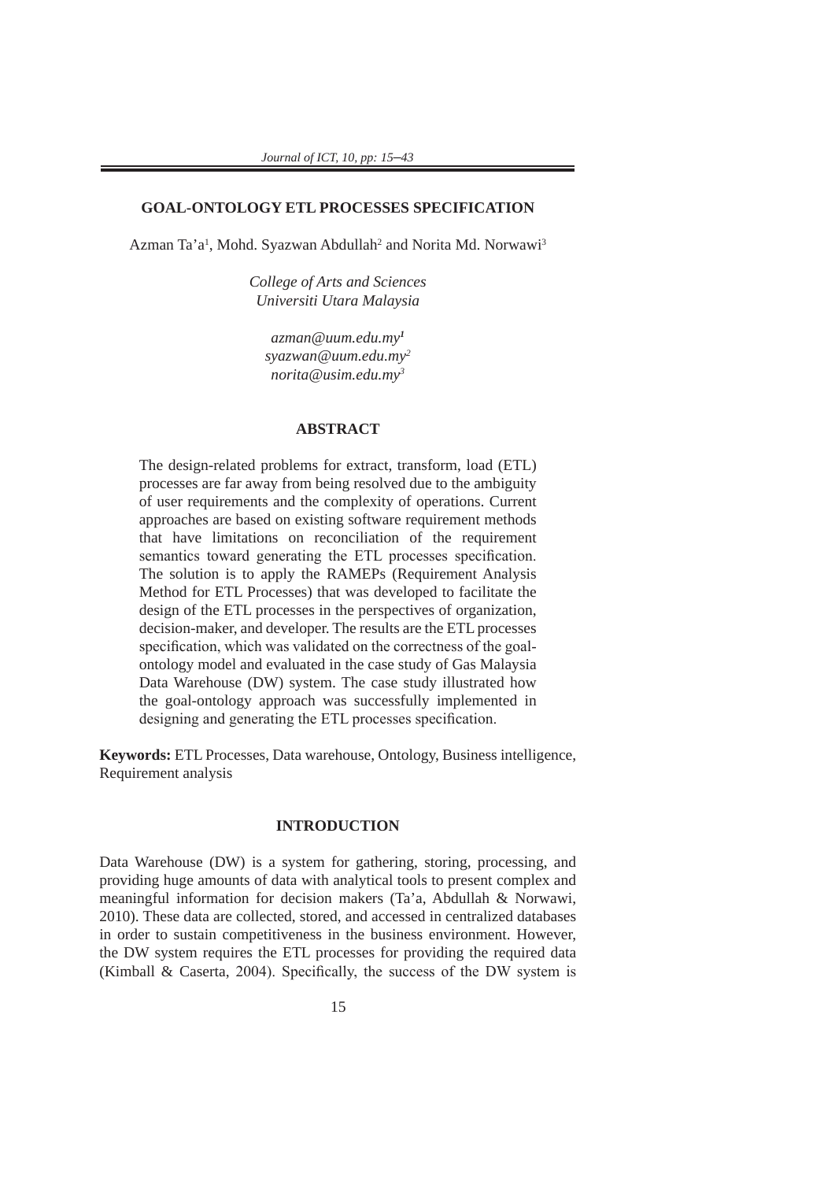# GOAL-ONTOLOGY ETL PROCESSES SPECIFICATION

Azman Ta'a[1], Mohd. Syazwan Abdullah[2] and Norita Md. Norwawi[3]

*College of Arts and Sciences*
*Universiti Utara Malaysia*

*azman@uum.edu.my*[1]
*syazwan@uum.edu.my*[2]
*norita@usim.edu.my*[3]

## ABSTRACT

The design-related problems for extract, transform, load (ETL) processes are far away from being resolved due to the ambiguity of user requirements and the complexity of operations. Current approaches are based on existing software requirement methods that have limitations on reconciliation of the requirement semantics toward generating the ETL processes specification. The solution is to apply the RAMEPs (Requirement Analysis Method for ETL Processes) that was developed to facilitate the design of the ETL processes in the perspectives of organization, decision-maker, and developer. The results are the ETL processes specification, which was validated on the correctness of the goal-ontology model and evaluated in the case study of Gas Malaysia Data Warehouse (DW) system. The case study illustrated how the goal-ontology approach was successfully implemented in designing and generating the ETL processes specification.

**Keywords:** ETL Processes, Data warehouse, Ontology, Business intelligence, Requirement analysis

## INTRODUCTION

Data Warehouse (DW) is a system for gathering, storing, processing, and providing huge amounts of data with analytical tools to present complex and meaningful information for decision makers (Ta'a, Abdullah & Norwawi, 2010). These data are collected, stored, and accessed in centralized databases in order to sustain competitiveness in the business environment. However, the DW system requires the ETL processes for providing the required data (Kimball & Caserta, 2004). Specifically, the success of the DW system is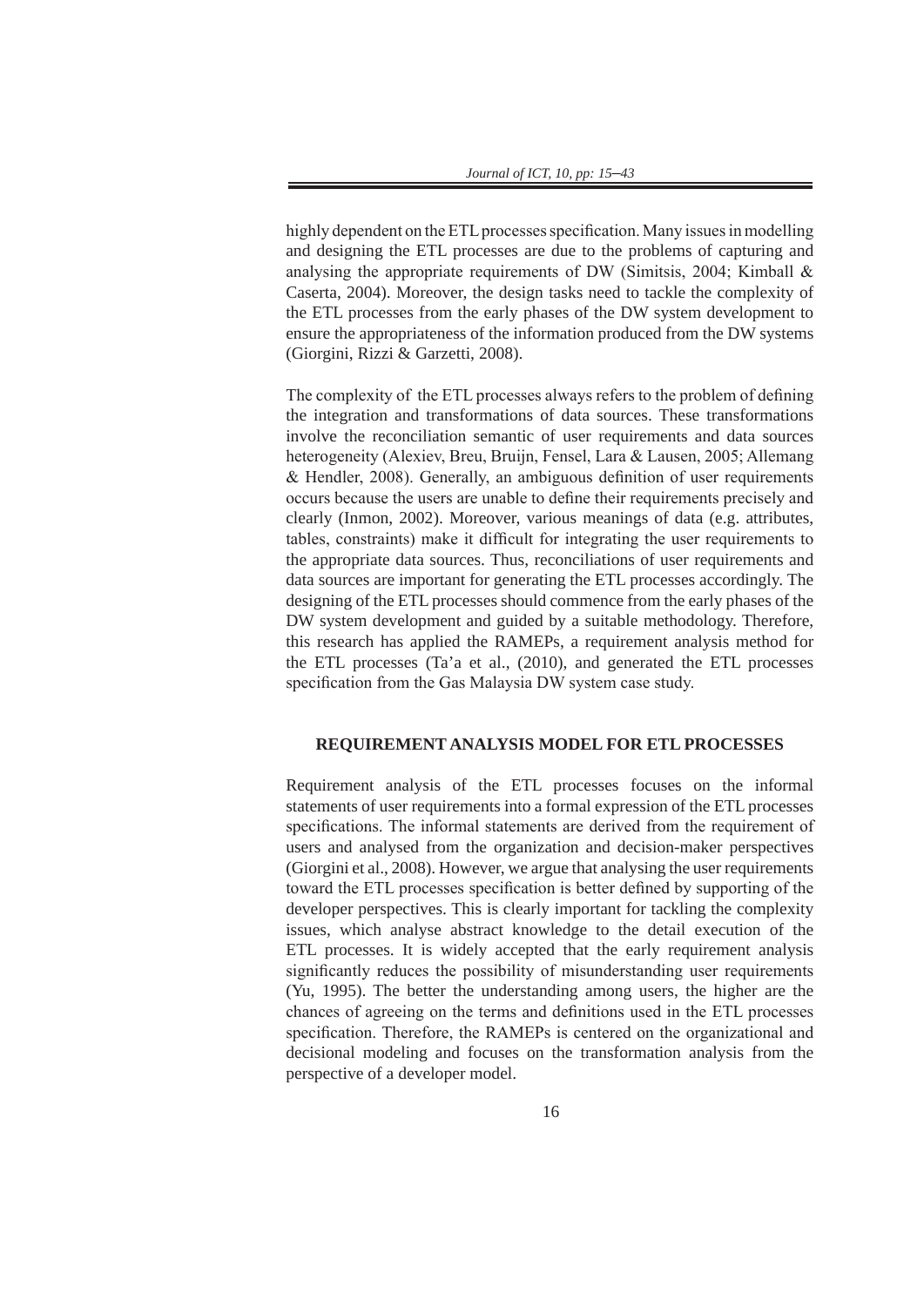highly dependent on the ETL processes specification. Many issues in modelling and designing the ETL processes are due to the problems of capturing and analysing the appropriate requirements of DW (Simitsis, 2004; Kimball & Caserta, 2004). Moreover, the design tasks need to tackle the complexity of the ETL processes from the early phases of the DW system development to ensure the appropriateness of the information produced from the DW systems (Giorgini, Rizzi & Garzetti, 2008).

The complexity of the ETL processes always refers to the problem of defining the integration and transformations of data sources. These transformations involve the reconciliation semantic of user requirements and data sources heterogeneity (Alexiev, Breu, Bruijn, Fensel, Lara & Lausen, 2005; Allemang & Hendler, 2008). Generally, an ambiguous definition of user requirements occurs because the users are unable to define their requirements precisely and clearly (Inmon, 2002). Moreover, various meanings of data (e.g. attributes, tables, constraints) make it difficult for integrating the user requirements to the appropriate data sources. Thus, reconciliations of user requirements and data sources are important for generating the ETL processes accordingly. The designing of the ETL processes should commence from the early phases of the DW system development and guided by a suitable methodology. Therefore, this research has applied the RAMEPs, a requirement analysis method for the ETL processes (Ta'a et al., (2010), and generated the ETL processes specification from the Gas Malaysia DW system case study.

## REQUIREMENT ANALYSIS MODEL FOR ETL PROCESSES

Requirement analysis of the ETL processes focuses on the informal statements of user requirements into a formal expression of the ETL processes specifications. The informal statements are derived from the requirement of users and analysed from the organization and decision-maker perspectives (Giorgini et al., 2008). However, we argue that analysing the user requirements toward the ETL processes specification is better defined by supporting of the developer perspectives. This is clearly important for tackling the complexity issues, which analyse abstract knowledge to the detail execution of the ETL processes. It is widely accepted that the early requirement analysis significantly reduces the possibility of misunderstanding user requirements (Yu, 1995). The better the understanding among users, the higher are the chances of agreeing on the terms and definitions used in the ETL processes specification. Therefore, the RAMEPs is centered on the organizational and decisional modeling and focuses on the transformation analysis from the perspective of a developer model.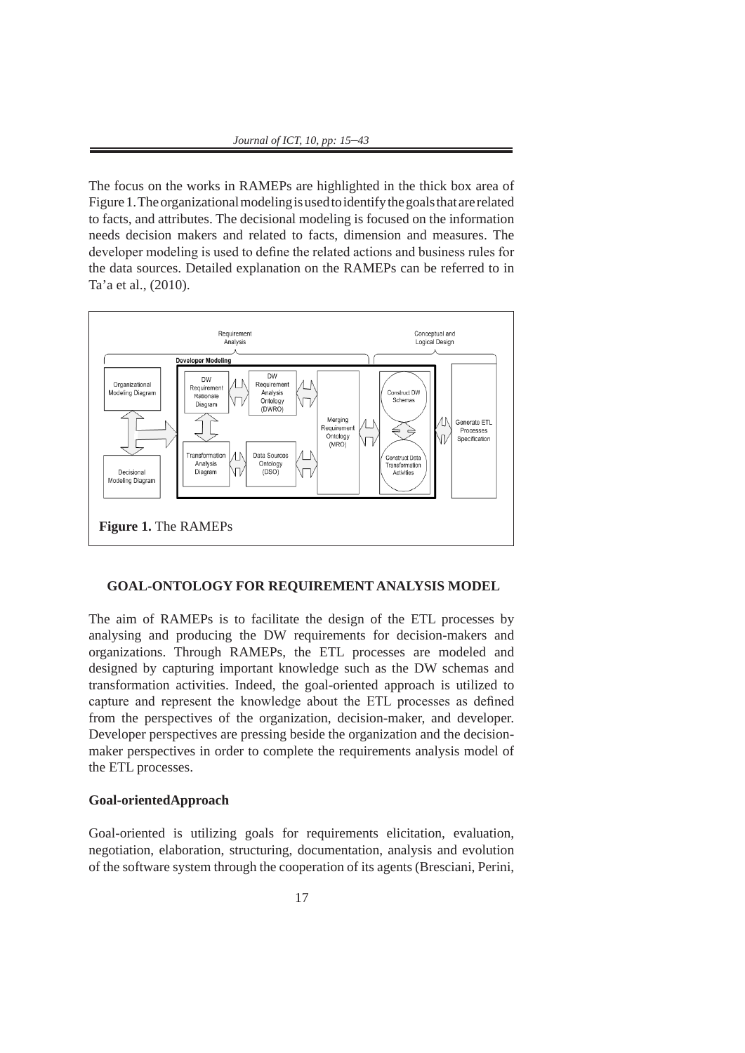The focus on the works in RAMEPs are highlighted in the thick box area of Figure 1. The organizational modeling is used to identify the goals that are related to facts, and attributes. The decisional modeling is focused on the information needs decision makers and related to facts, dimension and measures. The developer modeling is used to define the related actions and business rules for the data sources. Detailed explanation on the RAMEPs can be referred to in Ta'a et al., (2010).

**Figure 1.** The RAMEPs

## GOAL-ONTOLOGY FOR REQUIREMENT ANALYSIS MODEL

The aim of RAMEPs is to facilitate the design of the ETL processes by analysing and producing the DW requirements for decision-makers and organizations. Through RAMEPs, the ETL processes are modeled and designed by capturing important knowledge such as the DW schemas and transformation activities. Indeed, the goal-oriented approach is utilized to capture and represent the knowledge about the ETL processes as defined from the perspectives of the organization, decision-maker, and developer. Developer perspectives are pressing beside the organization and the decision-maker perspectives in order to complete the requirements analysis model of the ETL processes.

### Goal-orientedApproach

Goal-oriented is utilizing goals for requirements elicitation, evaluation, negotiation, elaboration, structuring, documentation, analysis and evolution of the software system through the cooperation of its agents (Bresciani, Perini,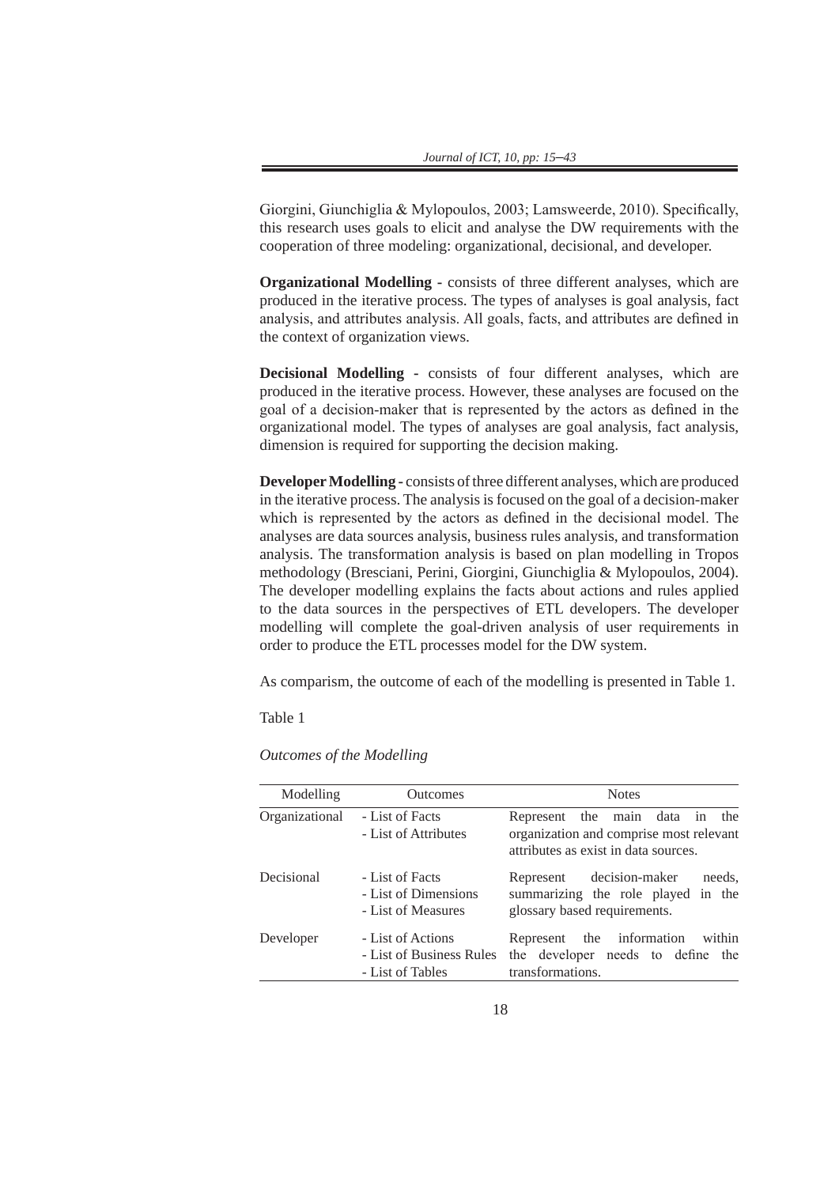Giorgini, Giunchiglia & Mylopoulos, 2003; Lamsweerde, 2010). Specifically, this research uses goals to elicit and analyse the DW requirements with the cooperation of three modeling: organizational, decisional, and developer.

**Organizational Modelling** - consists of three different analyses, which are produced in the iterative process. The types of analyses is goal analysis, fact analysis, and attributes analysis. All goals, facts, and attributes are defined in the context of organization views.

**Decisional Modelling** - consists of four different analyses, which are produced in the iterative process. However, these analyses are focused on the goal of a decision-maker that is represented by the actors as defined in the organizational model. The types of analyses are goal analysis, fact analysis, dimension is required for supporting the decision making.

**Developer Modelling** - consists of three different analyses, which are produced in the iterative process. The analysis is focused on the goal of a decision-maker which is represented by the actors as defined in the decisional model. The analyses are data sources analysis, business rules analysis, and transformation analysis. The transformation analysis is based on plan modelling in Tropos methodology (Bresciani, Perini, Giorgini, Giunchiglia & Mylopoulos, 2004). The developer modelling explains the facts about actions and rules applied to the data sources in the perspectives of ETL developers. The developer modelling will complete the goal-driven analysis of user requirements in order to produce the ETL processes model for the DW system.

As comparism, the outcome of each of the modelling is presented in Table 1.

Table 1

*Outcomes of the Modelling*

| Modelling | Outcomes | Notes |
|---|---|---|
| Organizational | - List of Facts<br>- List of Attributes | Represent the main data in the organization and comprise most relevant attributes as exist in data sources. |
| Decisional | - List of Facts<br>- List of Dimensions<br>- List of Measures | Represent decision-maker needs, summarizing the role played in the glossary based requirements. |
| Developer | - List of Actions<br>- List of Business Rules<br>- List of Tables | Represent the information within the developer needs to define the transformations. |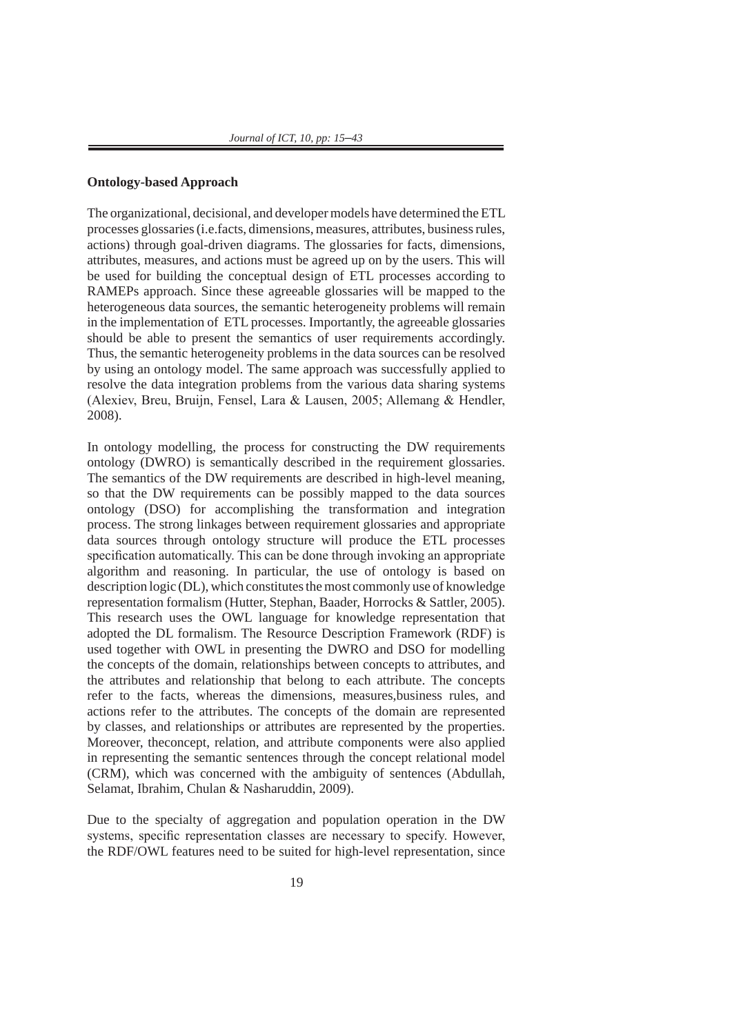**Ontology-based Approach**

The organizational, decisional, and developer models have determined the ETL processes glossaries (i.e.facts, dimensions, measures, attributes, business rules, actions) through goal-driven diagrams. The glossaries for facts, dimensions, attributes, measures, and actions must be agreed up on by the users. This will be used for building the conceptual design of ETL processes according to RAMEPs approach. Since these agreeable glossaries will be mapped to the heterogeneous data sources, the semantic heterogeneity problems will remain in the implementation of ETL processes. Importantly, the agreeable glossaries should be able to present the semantics of user requirements accordingly. Thus, the semantic heterogeneity problems in the data sources can be resolved by using an ontology model. The same approach was successfully applied to resolve the data integration problems from the various data sharing systems (Alexiev, Breu, Bruijn, Fensel, Lara & Lausen, 2005; Allemang & Hendler, 2008).

In ontology modelling, the process for constructing the DW requirements ontology (DWRO) is semantically described in the requirement glossaries. The semantics of the DW requirements are described in high-level meaning, so that the DW requirements can be possibly mapped to the data sources ontology (DSO) for accomplishing the transformation and integration process. The strong linkages between requirement glossaries and appropriate data sources through ontology structure will produce the ETL processes specification automatically. This can be done through invoking an appropriate algorithm and reasoning. In particular, the use of ontology is based on description logic (DL), which constitutes the most commonly use of knowledge representation formalism (Hutter, Stephan, Baader, Horrocks & Sattler, 2005). This research uses the OWL language for knowledge representation that adopted the DL formalism. The Resource Description Framework (RDF) is used together with OWL in presenting the DWRO and DSO for modelling the concepts of the domain, relationships between concepts to attributes, and the attributes and relationship that belong to each attribute. The concepts refer to the facts, whereas the dimensions, measures,business rules, and actions refer to the attributes. The concepts of the domain are represented by classes, and relationships or attributes are represented by the properties. Moreover, theconcept, relation, and attribute components were also applied in representing the semantic sentences through the concept relational model (CRM), which was concerned with the ambiguity of sentences (Abdullah, Selamat, Ibrahim, Chulan & Nasharuddin, 2009).

Due to the specialty of aggregation and population operation in the DW systems, specific representation classes are necessary to specify. However, the RDF/OWL features need to be suited for high-level representation, since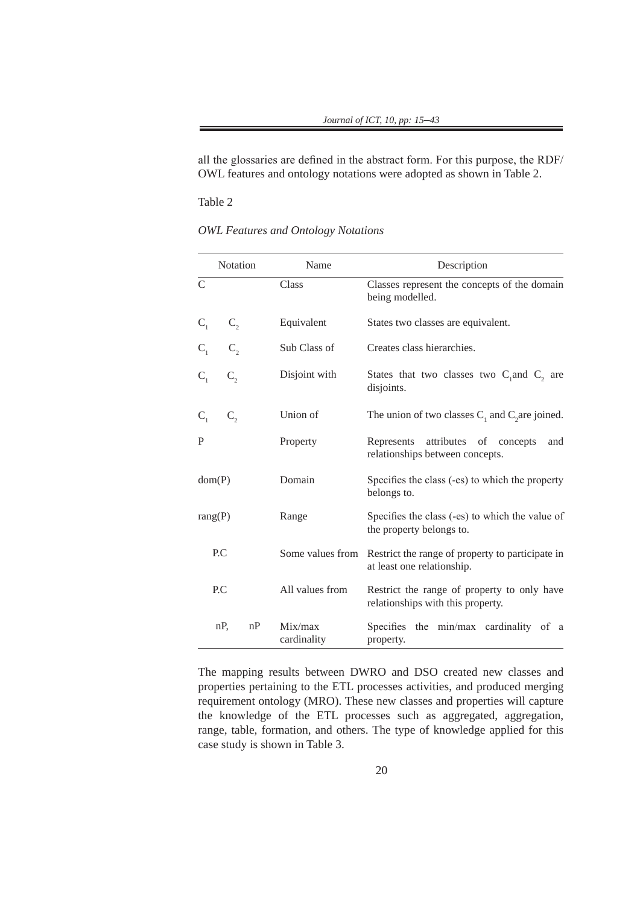all the glossaries are defined in the abstract form. For this purpose, the RDF/OWL features and ontology notations were adopted as shown in Table 2.

Table 2

*OWL Features and Ontology Notations*

| Notation | Name | Description |
|---|---|---|
| C | Class | Classes represent the concepts of the domain being modelled. |
| $C_1$ $C_2$ | Equivalent | States two classes are equivalent. |
| $C_1$ $C_2$ | Sub Class of | Creates class hierarchies. |
| $C_1$ $C_2$ | Disjoint with | States that two classes two $C_1$and $C_2$ are disjoints. |
| $C_1$ $C_2$ | Union of | The union of two classes $C_1$ and $C_2$are joined. |
| P | Property | Represents attributes of concepts and relationships between concepts. |
| dom(P) | Domain | Specifies the class (-es) to which the property belongs to. |
| rang(P) | Range | Specifies the class (-es) to which the value of the property belongs to. |
| P.C | Some values from | Restrict the range of property to participate in at least one relationship. |
| P.C | All values from | Restrict the range of property to only have relationships with this property. |
| nP, nP | Mix/max cardinality | Specifies the min/max cardinality of a property. |

The mapping results between DWRO and DSO created new classes and properties pertaining to the ETL processes activities, and produced merging requirement ontology (MRO). These new classes and properties will capture the knowledge of the ETL processes such as aggregated, aggregation, range, table, formation, and others. The type of knowledge applied for this case study is shown in Table 3.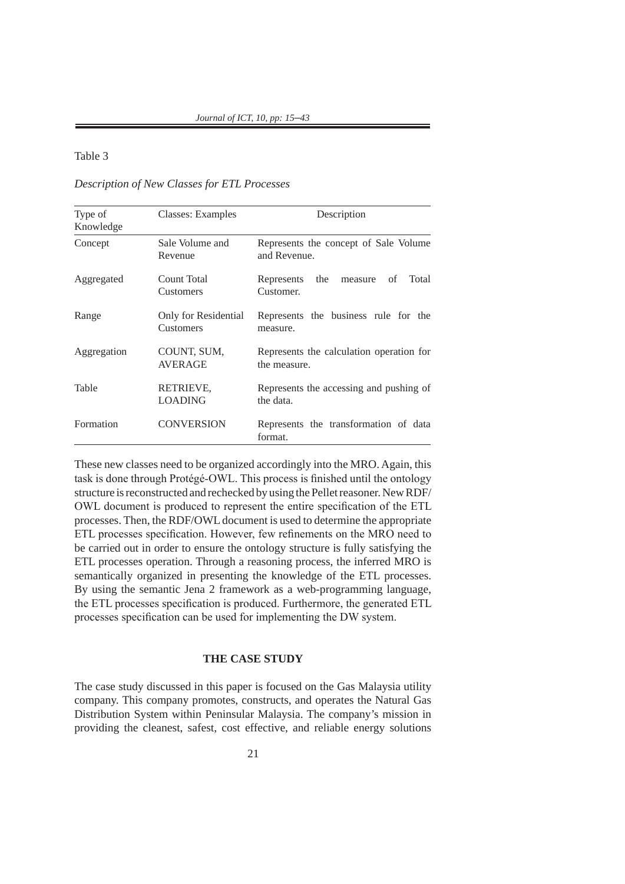Table 3

*Description of New Classes for ETL Processes*

| Type of Knowledge | Classes: Examples | Description |
|---|---|---|
| Concept | Sale Volume and Revenue | Represents the concept of Sale Volume and Revenue. |
| Aggregated | Count Total Customers | Represents the measure of Total Customer. |
| Range | Only for Residential Customers | Represents the business rule for the measure. |
| Aggregation | COUNT, SUM, AVERAGE | Represents the calculation operation for the measure. |
| Table | RETRIEVE, LOADING | Represents the accessing and pushing of the data. |
| Formation | CONVERSION | Represents the transformation of data format. |

These new classes need to be organized accordingly into the MRO. Again, this task is done through Protégé-OWL. This process is finished until the ontology structure is reconstructed and rechecked by using the Pellet reasoner. New RDF/OWL document is produced to represent the entire specification of the ETL processes. Then, the RDF/OWL document is used to determine the appropriate ETL processes specification. However, few refinements on the MRO need to be carried out in order to ensure the ontology structure is fully satisfying the ETL processes operation. Through a reasoning process, the inferred MRO is semantically organized in presenting the knowledge of the ETL processes. By using the semantic Jena 2 framework as a web-programming language, the ETL processes specification is produced. Furthermore, the generated ETL processes specification can be used for implementing the DW system.

## THE CASE STUDY

The case study discussed in this paper is focused on the Gas Malaysia utility company. This company promotes, constructs, and operates the Natural Gas Distribution System within Peninsular Malaysia. The company's mission in providing the cleanest, safest, cost effective, and reliable energy solutions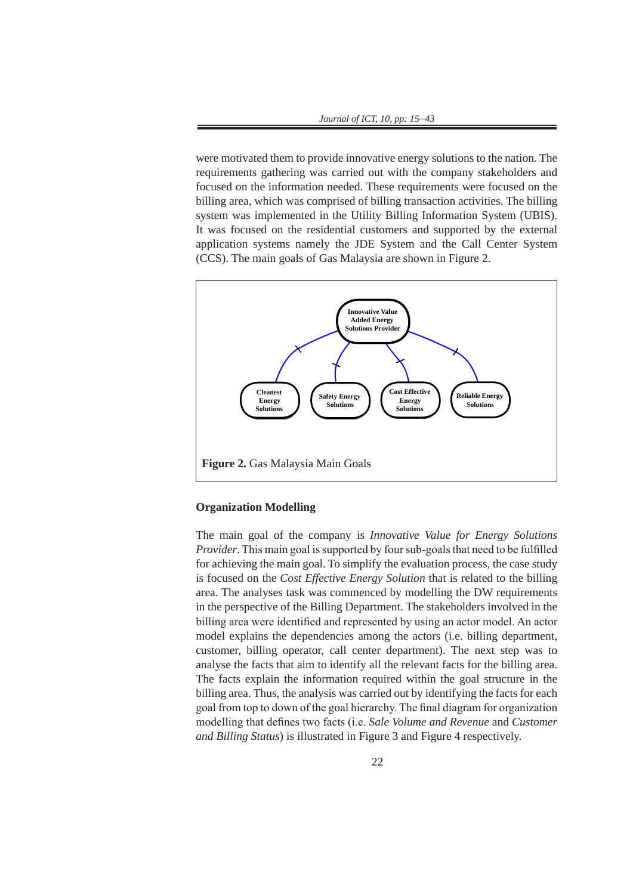were motivated them to provide innovative energy solutions to the nation. The requirements gathering was carried out with the company stakeholders and focused on the information needed. These requirements were focused on the billing area, which was comprised of billing transaction activities. The billing system was implemented in the Utility Billing Information System (UBIS). It was focused on the residential customers and supported by the external application systems namely the JDE System and the Call Center System (CCS). The main goals of Gas Malaysia are shown in Figure 2.

Innovative Value Added Energy Solutions Provider

Cleanest Energy Solutions

Safety Energy Solutions

Cost Effective Energy Solutions

Reliable Energy Solutions

**Figure 2.** Gas Malaysia Main Goals

### Organization Modelling

The main goal of the company is *Innovative Value for Energy Solutions Provider*. This main goal is supported by four sub-goals that need to be fulfilled for achieving the main goal. To simplify the evaluation process, the case study is focused on the *Cost Effective Energy Solution* that is related to the billing area. The analyses task was commenced by modelling the DW requirements in the perspective of the Billing Department. The stakeholders involved in the billing area were identified and represented by using an actor model. An actor model explains the dependencies among the actors (i.e. billing department, customer, billing operator, call center department). The next step was to analyse the facts that aim to identify all the relevant facts for the billing area. The facts explain the information required within the goal structure in the billing area. Thus, the analysis was carried out by identifying the facts for each goal from top to down of the goal hierarchy. The final diagram for organization modelling that defines two facts (i.e. *Sale Volume and Revenue* and *Customer and Billing Status*) is illustrated in Figure 3 and Figure 4 respectively.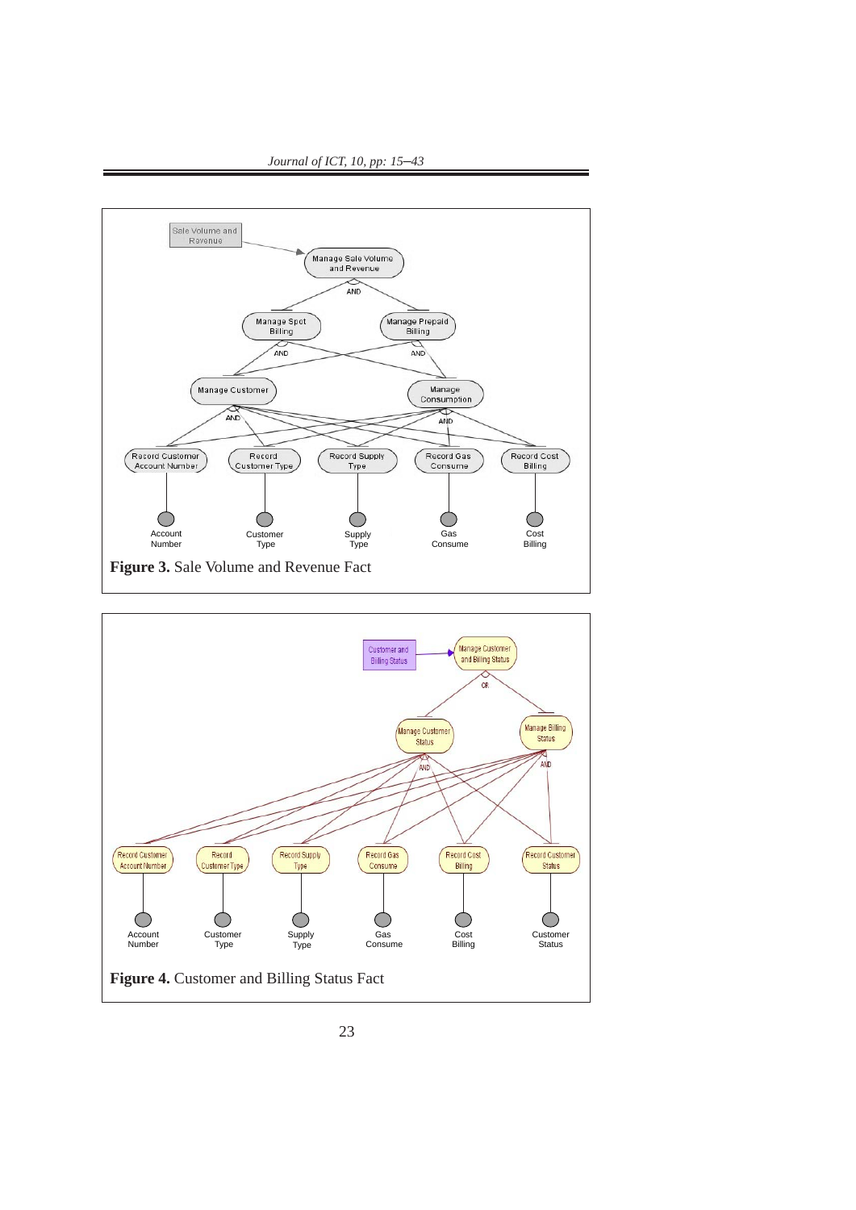Sale Volume and Revenue

Manage Sale Volume and Revenue

AND

Manage Spot Billing

Manage Prepaid Billing

AND

AND

Manage Customer

Manage Consumption

AND

AND

Record Customer Account Number

Record Customer Type

Record Supply Type

Record Gas Consume

Record Cost Billing

Account Number

Customer Type

Supply Type

Gas Consume

Cost Billing

**Figure 3.** Sale Volume and Revenue Fact

Customer and Billing Status

Manage Customer and Billing Status

OR

Manage Customer Status

Manage Billing Status

AND

AND

Record Customer Account Number

Record Customer Type

Record Supply Type

Record Gas Consume

Record Cost Billing

Record Customer Status

Account Number

Customer Type

Supply Type

Gas Consume

Cost Billing

Customer Status

**Figure 4.** Customer and Billing Status Fact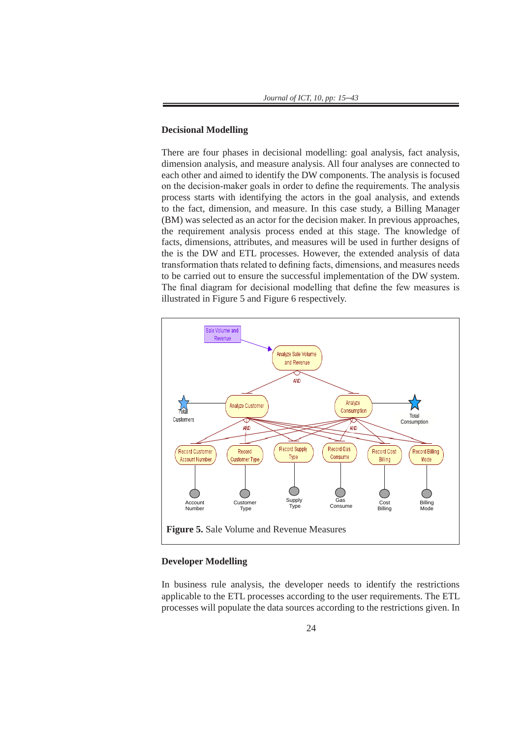## Decisional Modelling

There are four phases in decisional modelling: goal analysis, fact analysis, dimension analysis, and measure analysis. All four analyses are connected to each other and aimed to identify the DW components. The analysis is focused on the decision-maker goals in order to define the requirements. The analysis process starts with identifying the actors in the goal analysis, and extends to the fact, dimension, and measure. In this case study, a Billing Manager (BM) was selected as an actor for the decision maker. In previous approaches, the requirement analysis process ended at this stage. The knowledge of facts, dimensions, attributes, and measures will be used in further designs of the is the DW and ETL processes. However, the extended analysis of data transformation thats related to defining facts, dimensions, and measures needs to be carried out to ensure the successful implementation of the DW system. The final diagram for decisional modelling that define the few measures is illustrated in Figure 5 and Figure 6 respectively.

**Figure 5.** Sale Volume and Revenue Measures

## Developer Modelling

In business rule analysis, the developer needs to identify the restrictions applicable to the ETL processes according to the user requirements. The ETL processes will populate the data sources according to the restrictions given. In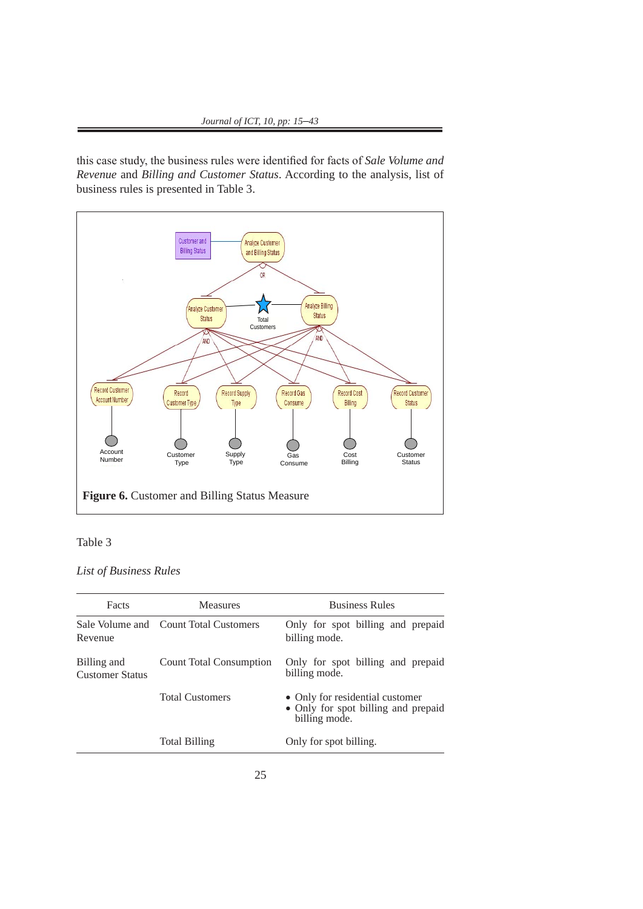this case study, the business rules were identified for facts of *Sale Volume and Revenue* and *Billing and Customer Status*. According to the analysis, list of business rules is presented in Table 3.

**Figure 6.** Customer and Billing Status Measure

Table 3

*List of Business Rules*

| Facts | Measures | Business Rules |
|---|---|---|
| Sale Volume and Revenue | Count Total Customers | Only for spot billing and prepaid billing mode. |
| Billing and Customer Status | Count Total Consumption | Only for spot billing and prepaid billing mode. |
| | Total Customers | • Only for residential customer<br>• Only for spot billing and prepaid billing mode. |
| | Total Billing | Only for spot billing. |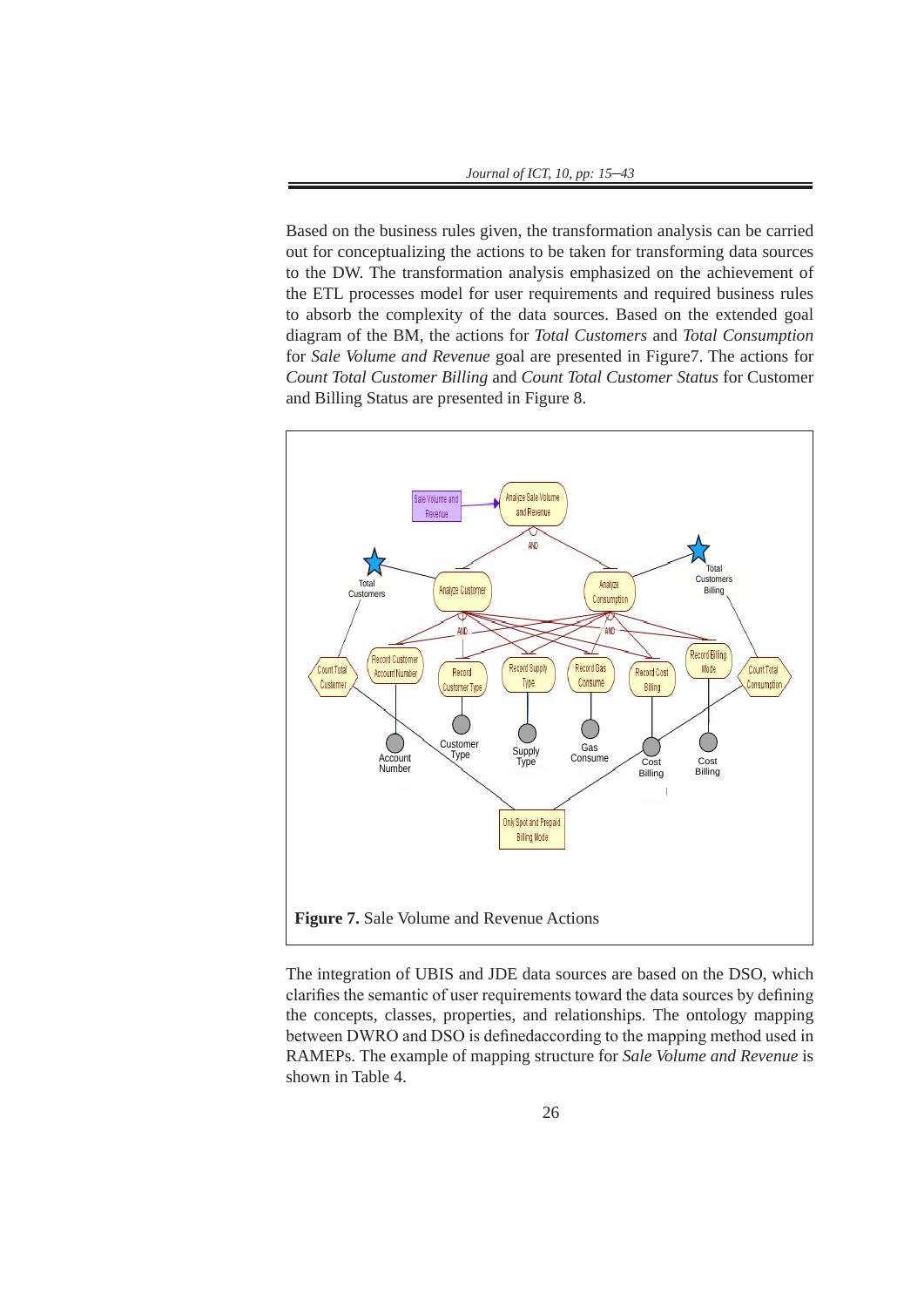Based on the business rules given, the transformation analysis can be carried out for conceptualizing the actions to be taken for transforming data sources to the DW. The transformation analysis emphasized on the achievement of the ETL processes model for user requirements and required business rules to absorb the complexity of the data sources. Based on the extended goal diagram of the BM, the actions for *Total Customers* and *Total Consumption* for *Sale Volume and Revenue* goal are presented in Figure7. The actions for *Count Total Customer Billing* and *Count Total Customer Status* for Customer and Billing Status are presented in Figure 8.

**Figure 7.** Sale Volume and Revenue Actions

The integration of UBIS and JDE data sources are based on the DSO, which clarifies the semantic of user requirements toward the data sources by defining the concepts, classes, properties, and relationships. The ontology mapping between DWRO and DSO is definedaccording to the mapping method used in RAMEPs. The example of mapping structure for *Sale Volume and Revenue* is shown in Table 4.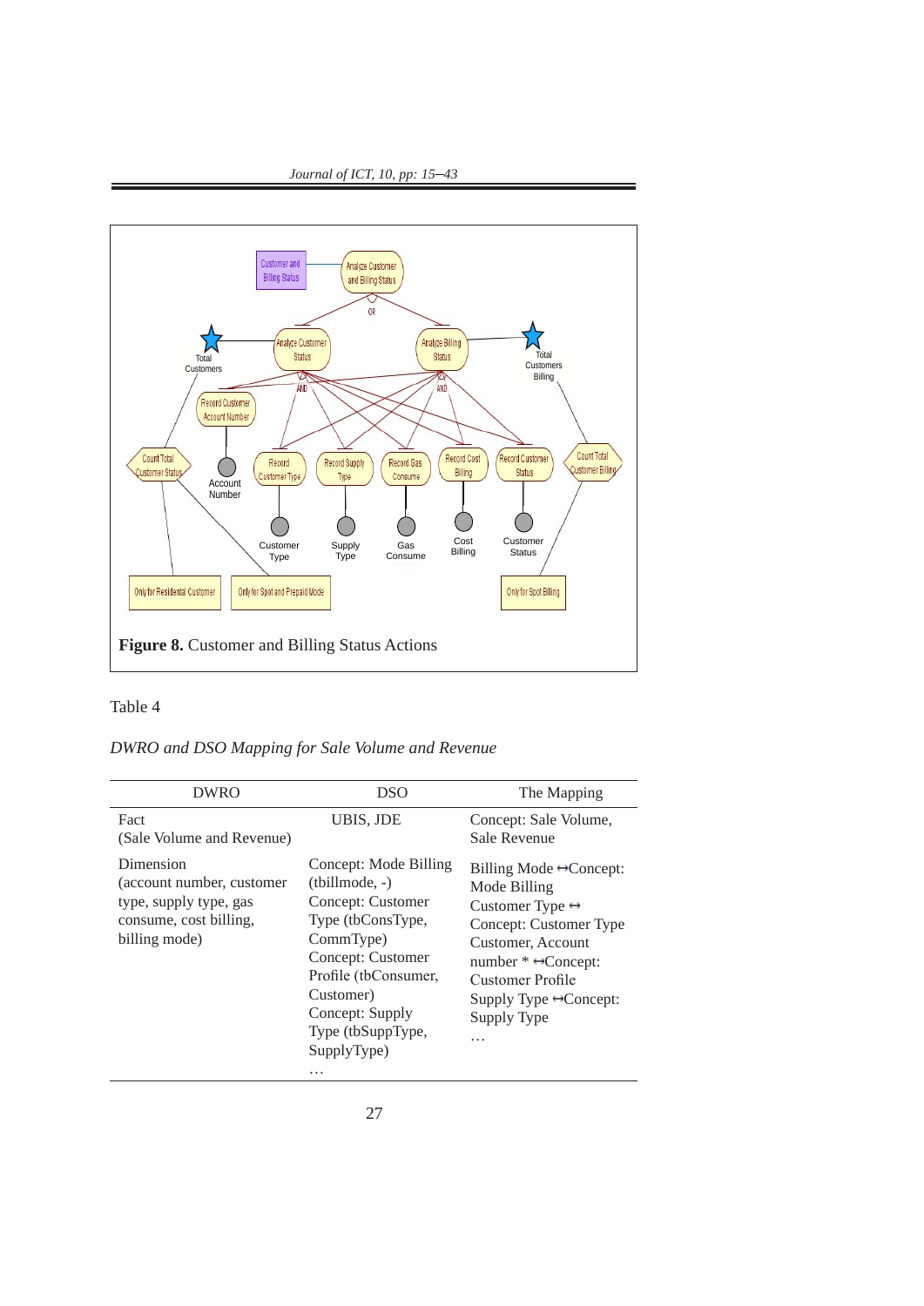**Figure 8.** Customer and Billing Status Actions

Table 4

*DWRO and DSO Mapping for Sale Volume and Revenue*

| DWRO | DSO | The Mapping |
|---|---|---|
| Fact (Sale Volume and Revenue) | UBIS, JDE | Concept: Sale Volume, Sale Revenue |
| Dimension (account number, customer type, supply type, gas consume, cost billing, billing mode) | Concept: Mode Billing (tbillmode, -) Concept: Customer Type (tbConsType, CommType) Concept: Customer Profile (tbConsumer, Customer) Concept: Supply Type (tbSuppType, SupplyType) … | Billing Mode ↔Concept: Mode Billing Customer Type ↔ Concept: Customer Type Customer, Account number * ↔Concept: Customer Profile Supply Type ↔Concept: Supply Type … |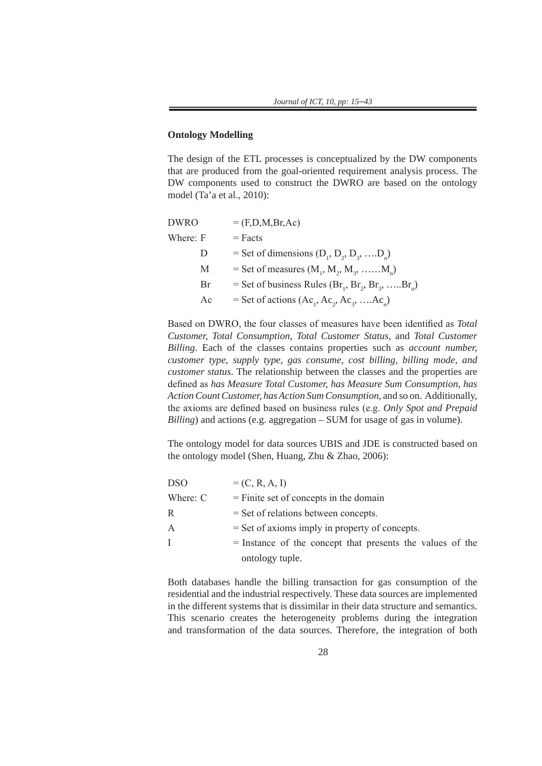**Ontology Modelling**

The design of the ETL processes is conceptualized by the DW components that are produced from the goal-oriented requirement analysis process. The DW components used to construct the DWRO are based on the ontology model (Ta'a et al., 2010):

DWRO = (F,D,M,Br,Ac)

Where: F = Facts

D = Set of dimensions ($D_1$, $D_2$, $D_3$, ….$D_n$)

M = Set of measures ($M_1$, $M_2$, $M_3$, ……$M_n$)

Br = Set of business Rules ($Br_1$, $Br_2$, $Br_3$, …..$Br_n$)

Ac = Set of actions ($Ac_1$, $Ac_2$, $Ac_3$, ….$Ac_n$)

Based on DWRO, the four classes of measures have been identified as *Total Customer, Total Consumption, Total Customer Status*, and *Total Customer Billing*. Each of the classes contains properties such as *account number, customer type, supply type, gas consume, cost billing, billing mode, and customer status*. The relationship between the classes and the properties are defined as *has Measure Total Customer, has Measure Sum Consumption, has Action Count Customer, has Action Sum Consumption*, and so on. Additionally, the axioms are defined based on business rules (e.g. *Only Spot and Prepaid Billing*) and actions (e.g. aggregation – SUM for usage of gas in volume).

The ontology model for data sources UBIS and JDE is constructed based on the ontology model (Shen, Huang, Zhu & Zhao, 2006):

DSO = (C, R, A, I)

Where: C = Finite set of concepts in the domain

R = Set of relations between concepts.

A = Set of axioms imply in property of concepts.

I = Instance of the concept that presents the values of the ontology tuple.

Both databases handle the billing transaction for gas consumption of the residential and the industrial respectively. These data sources are implemented in the different systems that is dissimilar in their data structure and semantics. This scenario creates the heterogeneity problems during the integration and transformation of the data sources. Therefore, the integration of both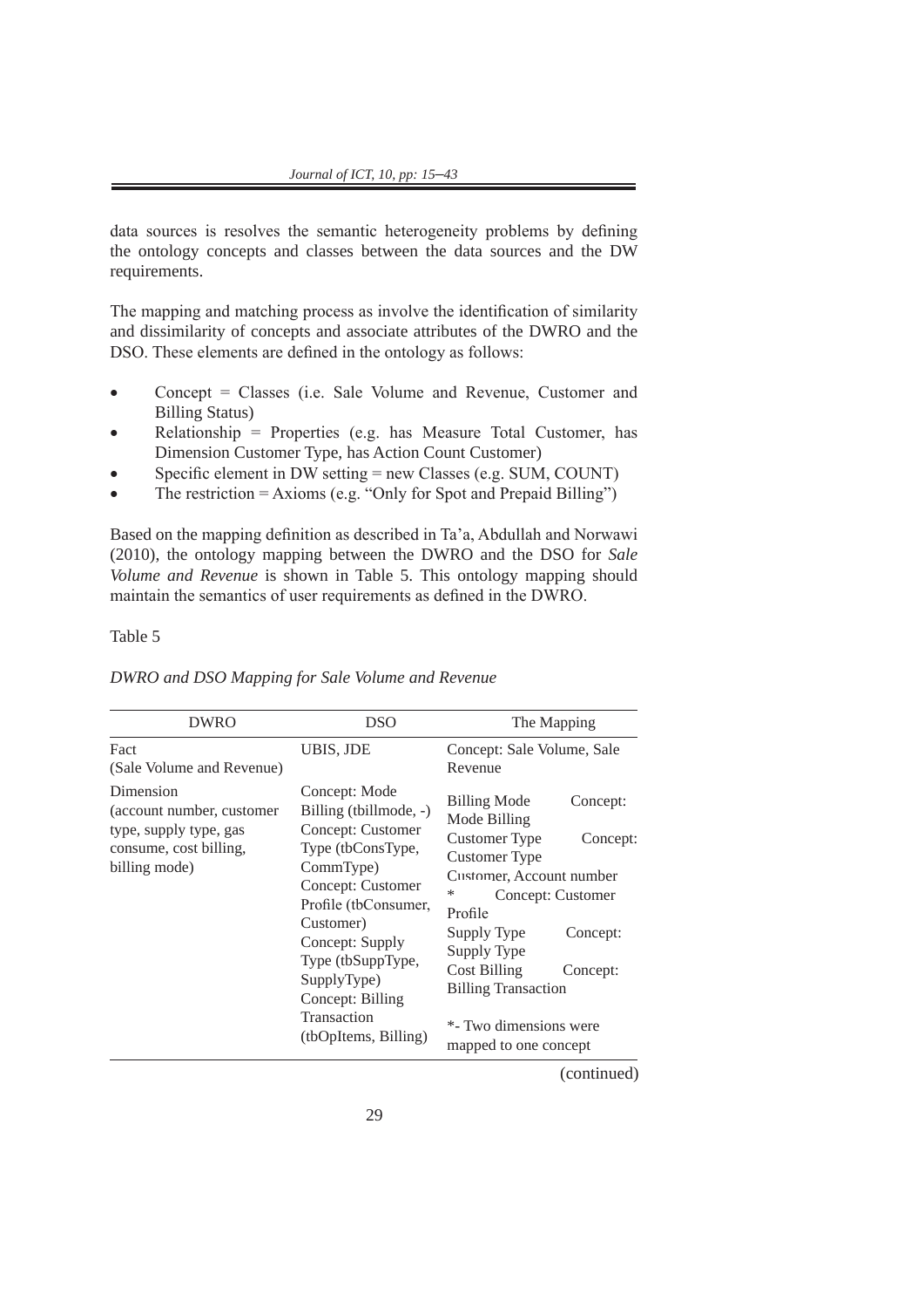data sources is resolves the semantic heterogeneity problems by defining the ontology concepts and classes between the data sources and the DW requirements.

The mapping and matching process as involve the identification of similarity and dissimilarity of concepts and associate attributes of the DWRO and the DSO. These elements are defined in the ontology as follows:

- Concept = Classes (i.e. Sale Volume and Revenue, Customer and Billing Status)
- Relationship = Properties (e.g. has Measure Total Customer, has Dimension Customer Type, has Action Count Customer)
- Specific element in DW setting = new Classes (e.g. SUM, COUNT)
- The restriction = Axioms (e.g. "Only for Spot and Prepaid Billing")

Based on the mapping definition as described in Ta'a, Abdullah and Norwawi (2010), the ontology mapping between the DWRO and the DSO for *Sale Volume and Revenue* is shown in Table 5. This ontology mapping should maintain the semantics of user requirements as defined in the DWRO.

Table 5

*DWRO and DSO Mapping for Sale Volume and Revenue*

| DWRO | DSO | The Mapping |
|---|---|---|
| Fact (Sale Volume and Revenue) | UBIS, JDE | Concept: Sale Volume, Sale Revenue |
| Dimension (account number, customer type, supply type, gas consume, cost billing, billing mode) | Concept: Mode Billing (tbillmode, -)<br>Concept: Customer Type (tbConsType, CommType)<br>Concept: Customer Profile (tbConsumer, Customer)<br>Concept: Supply Type (tbSuppType, SupplyType)<br>Concept: Billing Transaction (tbOpItems, Billing) | Billing Mode Concept: Mode Billing<br>Customer Type Concept: Customer Type<br>Customer, Account number * Concept: Customer Profile<br>Supply Type Concept: Supply Type<br>Cost Billing Concept: Billing Transaction<br><br>*- Two dimensions were mapped to one concept |

(continued)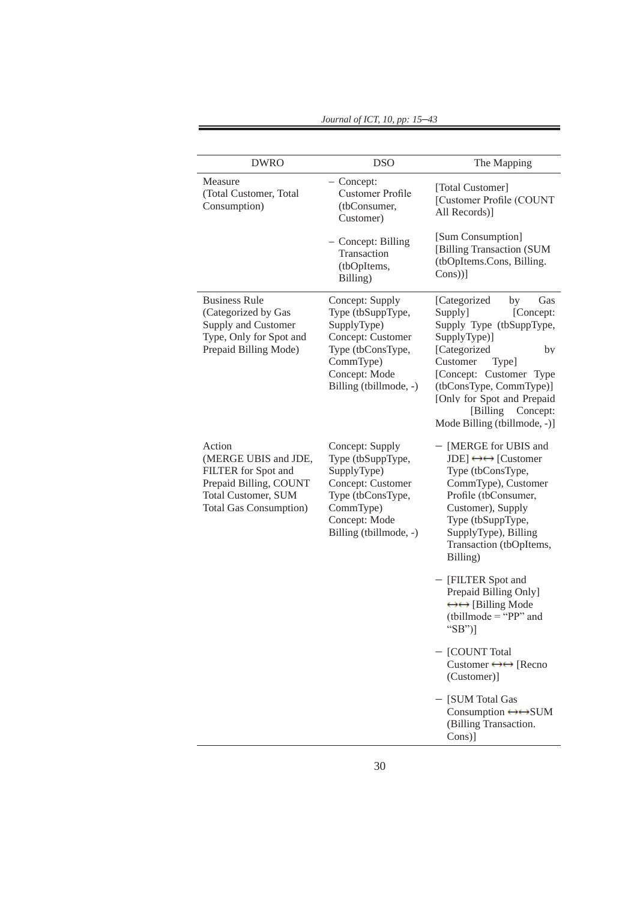| DWRO | DSO | The Mapping |
| --- | --- | --- |
| Measure (Total Customer, Total Consumption) | – Concept: Customer Profile (tbConsumer, Customer)<br>– Concept: Billing Transaction (tbOpItems, Billing) | [Total Customer] [Customer Profile (COUNT All Records)]<br>[Sum Consumption] [Billing Transaction (SUM (tbOpItems.Cons, Billing. Cons))] |
| Business Rule (Categorized by Gas Supply and Customer Type, Only for Spot and Prepaid Billing Mode) | Concept: Supply Type (tbSuppType, SupplyType) Concept: Customer Type (tbConsType, CommType) Concept: Mode Billing (tbillmode, -) | [Categorized by Gas Supply] [Concept: Supply Type (tbSuppType, SupplyType)] [Categorized by Customer Type] [Concept: Customer Type (tbConsType, CommType)] [Only for Spot and Prepaid [Billing Concept: Mode Billing (tbillmode, -)] |
| Action (MERGE UBIS and JDE, FILTER for Spot and Prepaid Billing, COUNT Total Customer, SUM Total Gas Consumption) | Concept: Supply Type (tbSuppType, SupplyType) Concept: Customer Type (tbConsType, CommType) Concept: Mode Billing (tbillmode, -) | – [MERGE for UBIS and JDE] ↔↔ [Customer Type (tbConsType, CommType), Customer Profile (tbConsumer, Customer), Supply Type (tbSuppType, SupplyType), Billing Transaction (tbOpItems, Billing)<br>– [FILTER Spot and Prepaid Billing Only] ↔↔ [Billing Mode (tbillmode = "PP" and "SB")]<br>– [COUNT Total Customer ↔↔ [Recno (Customer)]<br>– [SUM Total Gas Consumption ↔↔SUM (Billing Transaction. Cons)] |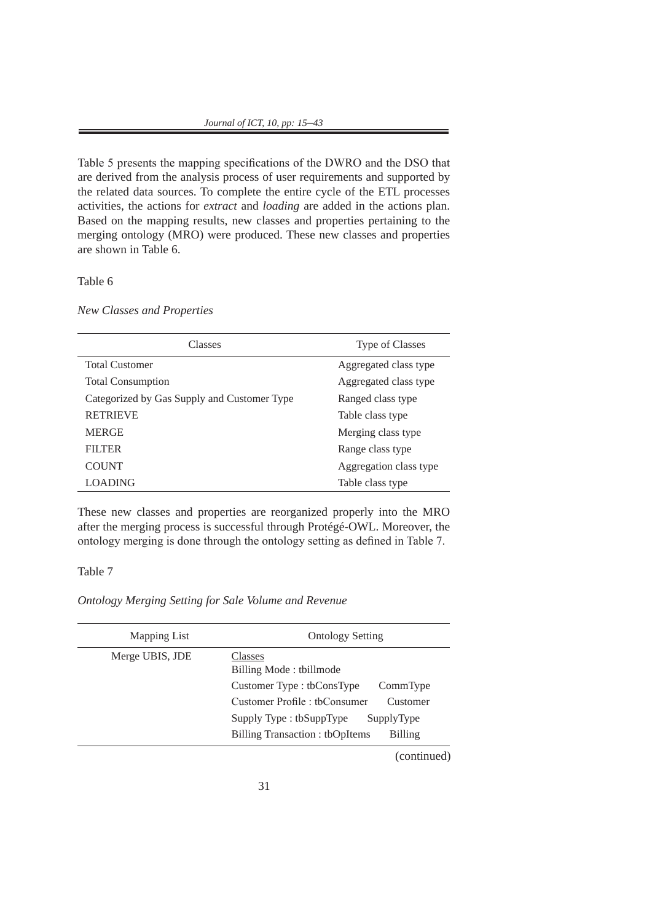Table 5 presents the mapping specifications of the DWRO and the DSO that are derived from the analysis process of user requirements and supported by the related data sources. To complete the entire cycle of the ETL processes activities, the actions for *extract* and *loading* are added in the actions plan. Based on the mapping results, new classes and properties pertaining to the merging ontology (MRO) were produced. These new classes and properties are shown in Table 6.

Table 6

*New Classes and Properties*

| Classes | Type of Classes |
|---|---|
| Total Customer | Aggregated class type |
| Total Consumption | Aggregated class type |
| Categorized by Gas Supply and Customer Type | Ranged class type |
| RETRIEVE | Table class type |
| MERGE | Merging class type |
| FILTER | Range class type |
| COUNT | Aggregation class type |
| LOADING | Table class type |

These new classes and properties are reorganized properly into the MRO after the merging process is successful through Protégé-OWL. Moreover, the ontology merging is done through the ontology setting as defined in Table 7.

Table 7

*Ontology Merging Setting for Sale Volume and Revenue*

| Mapping List | Ontology Setting | |
|---|---|---|
| Merge UBIS, JDE | Classes | |
| | Billing Mode : tbillmode | |
| | Customer Type : tbConsType | CommType |
| | Customer Profile : tbConsumer | Customer |
| | Supply Type : tbSuppType | SupplyType |
| | Billing Transaction : tbOpItems | Billing |

(continued)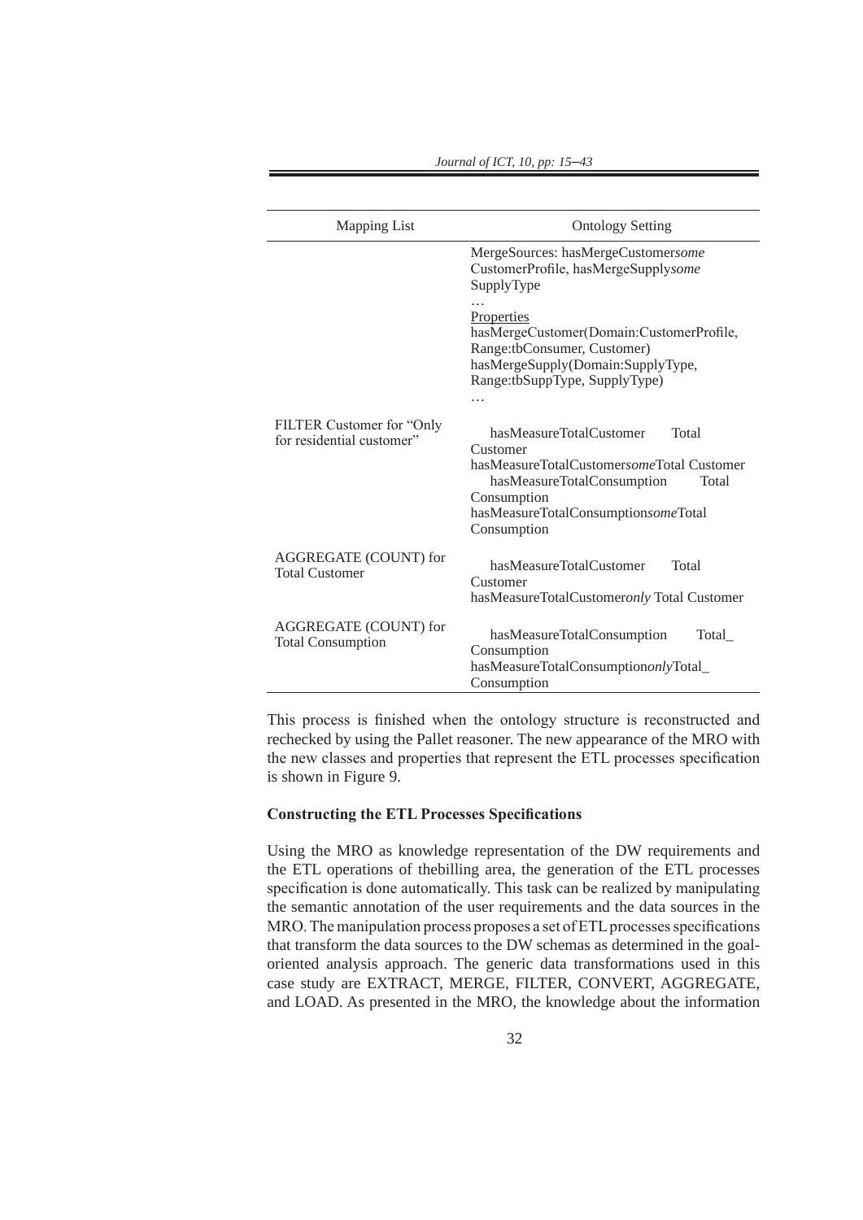| Mapping List | Ontology Setting |
|---|---|
| | MergeSources: hasMergeCustomer*some* CustomerProfile, hasMergeSupply*some* SupplyType<br>…<br>Properties<br>hasMergeCustomer(Domain:CustomerProfile, Range:tbConsumer, Customer)<br>hasMergeSupply(Domain:SupplyType, Range:tbSuppType, SupplyType)<br>… |
| FILTER Customer for "Only for residential customer" | hasMeasureTotalCustomer Total Customer<br>hasMeasureTotalCustomer*some*Total Customer<br>hasMeasureTotalConsumption Total Consumption<br>hasMeasureTotalConsumption*some*Total Consumption |
| AGGREGATE (COUNT) for Total Customer | hasMeasureTotalCustomer Total Customer<br>hasMeasureTotalCustomer*only* Total Customer |
| AGGREGATE (COUNT) for Total Consumption | hasMeasureTotalConsumption Total_ Consumption<br>hasMeasureTotalConsumption*only*Total_ Consumption |

This process is finished when the ontology structure is reconstructed and rechecked by using the Pallet reasoner. The new appearance of the MRO with the new classes and properties that represent the ETL processes specification is shown in Figure 9.

**Constructing the ETL Processes Specifications**

Using the MRO as knowledge representation of the DW requirements and the ETL operations of thebilling area, the generation of the ETL processes specification is done automatically. This task can be realized by manipulating the semantic annotation of the user requirements and the data sources in the MRO. The manipulation process proposes a set of ETL processes specifications that transform the data sources to the DW schemas as determined in the goal-oriented analysis approach. The generic data transformations used in this case study are EXTRACT, MERGE, FILTER, CONVERT, AGGREGATE, and LOAD. As presented in the MRO, the knowledge about the information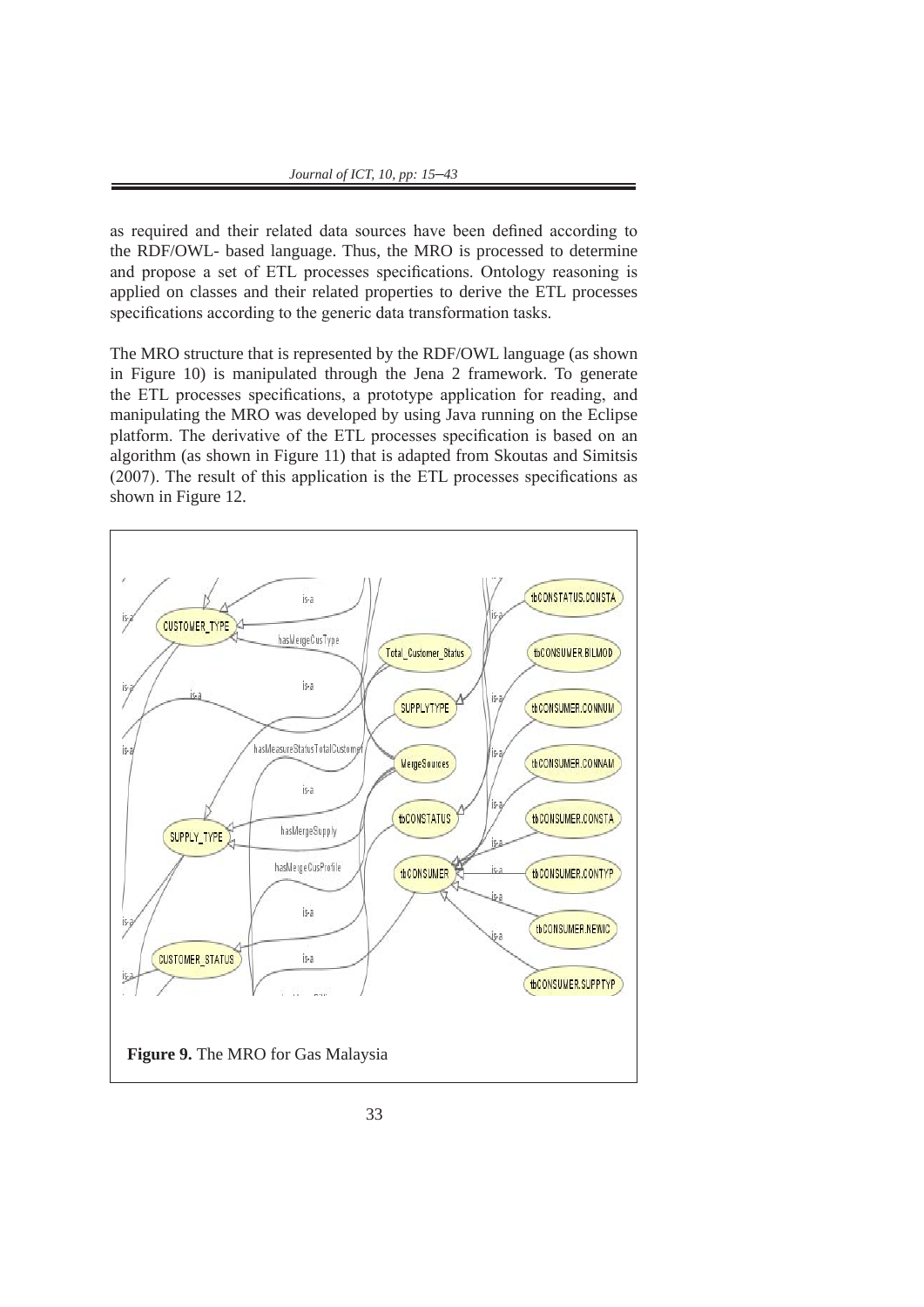as required and their related data sources have been defined according to the RDF/OWL- based language. Thus, the MRO is processed to determine and propose a set of ETL processes specifications. Ontology reasoning is applied on classes and their related properties to derive the ETL processes specifications according to the generic data transformation tasks.

The MRO structure that is represented by the RDF/OWL language (as shown in Figure 10) is manipulated through the Jena 2 framework. To generate the ETL processes specifications, a prototype application for reading, and manipulating the MRO was developed by using Java running on the Eclipse platform. The derivative of the ETL processes specification is based on an algorithm (as shown in Figure 11) that is adapted from Skoutas and Simitsis (2007). The result of this application is the ETL processes specifications as shown in Figure 12.

**Figure 9.** The MRO for Gas Malaysia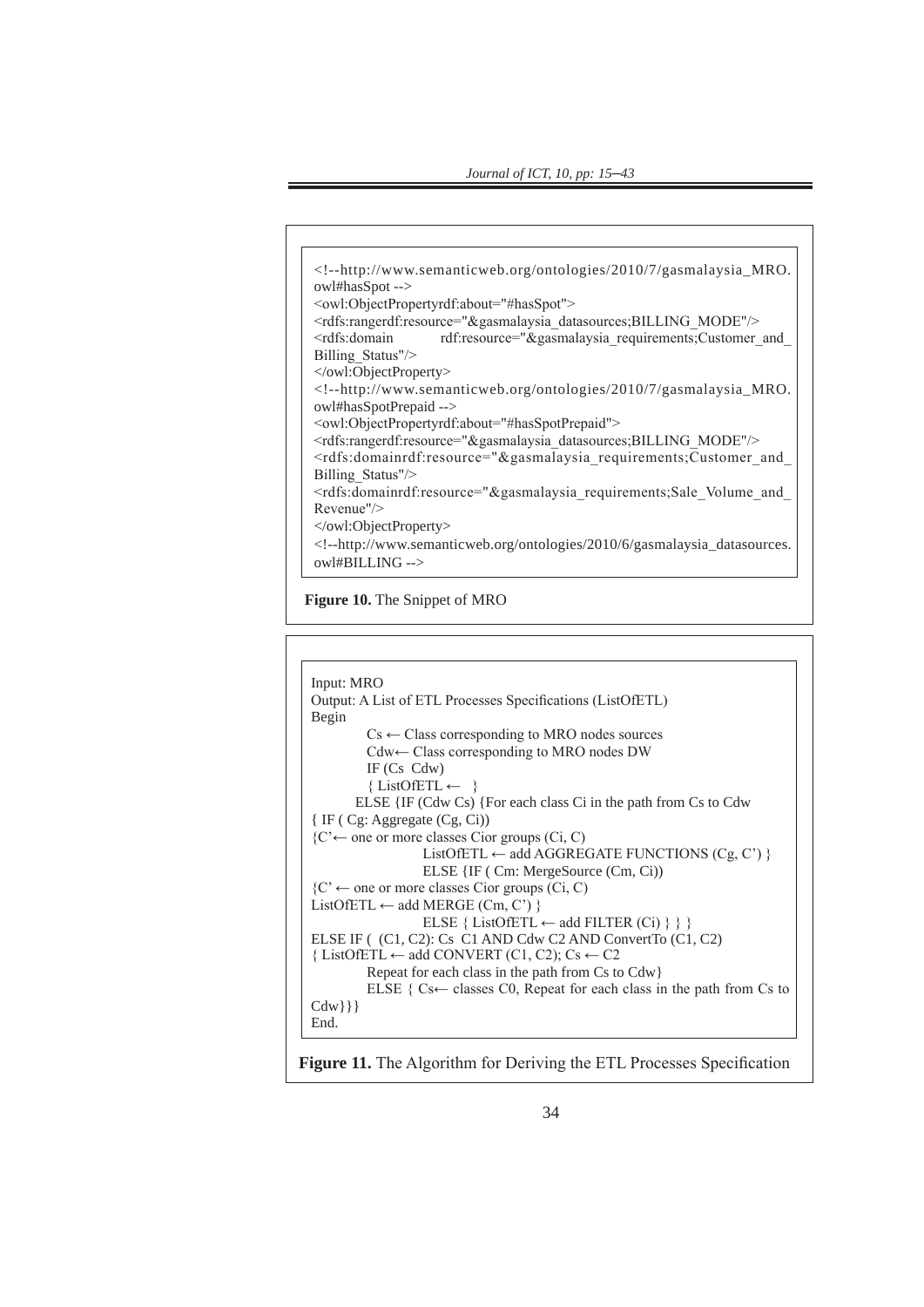```
<!--http://www.semanticweb.org/ontologies/2010/7/gasmalaysia_MRO.owl#hasSpot -->
<owl:ObjectPropertyrdf:about="#hasSpot">
<rdfs:rangerdf:resource="&gasmalaysia_datasources;BILLING_MODE"/>
<rdfs:domain rdf:resource="&gasmalaysia_requirements;Customer_and_Billing_Status"/>
</owl:ObjectProperty>
<!--http://www.semanticweb.org/ontologies/2010/7/gasmalaysia_MRO.owl#hasSpotPrepaid -->
<owl:ObjectPropertyrdf:about="#hasSpotPrepaid">
<rdfs:rangerdf:resource="&gasmalaysia_datasources;BILLING_MODE"/>
<rdfs:domainrdf:resource="&gasmalaysia_requirements;Customer_and_Billing_Status"/>
<rdfs:domainrdf:resource="&gasmalaysia_requirements;Sale_Volume_and_Revenue"/>
</owl:ObjectProperty>
<!--http://www.semanticweb.org/ontologies/2010/6/gasmalaysia_datasources.owl#BILLING -->
```

**Figure 10.** The Snippet of MRO

```
Input: MRO
Output: A List of ETL Processes Specifications (ListOfETL)
Begin
        Cs ← Class corresponding to MRO nodes sources
        Cdw← Class corresponding to MRO nodes DW
        IF (Cs  Cdw)
        { ListOfETL ←  }
        ELSE {IF (Cdw Cs) {For each class Ci in the path from Cs to Cdw
{ IF ( Cg: Aggregate (Cg, Ci))
{C'← one or more classes Cior groups (Ci, C)
                ListOfETL ← add AGGREGATE FUNCTIONS (Cg, C') }
                ELSE {IF ( Cm: MergeSource (Cm, Ci))
{C' ← one or more classes Cior groups (Ci, C)
ListOfETL ← add MERGE (Cm, C') }
                ELSE { ListOfETL ← add FILTER (Ci) } } }
ELSE IF (  (C1, C2): Cs  C1 AND Cdw C2 AND ConvertTo (C1, C2)
{ ListOfETL ← add CONVERT (C1, C2); Cs ← C2
        Repeat for each class in the path from Cs to Cdw}
        ELSE { Cs← classes C0, Repeat for each class in the path from Cs to
Cdw}}}
End.
```

**Figure 11.** The Algorithm for Deriving the ETL Processes Specification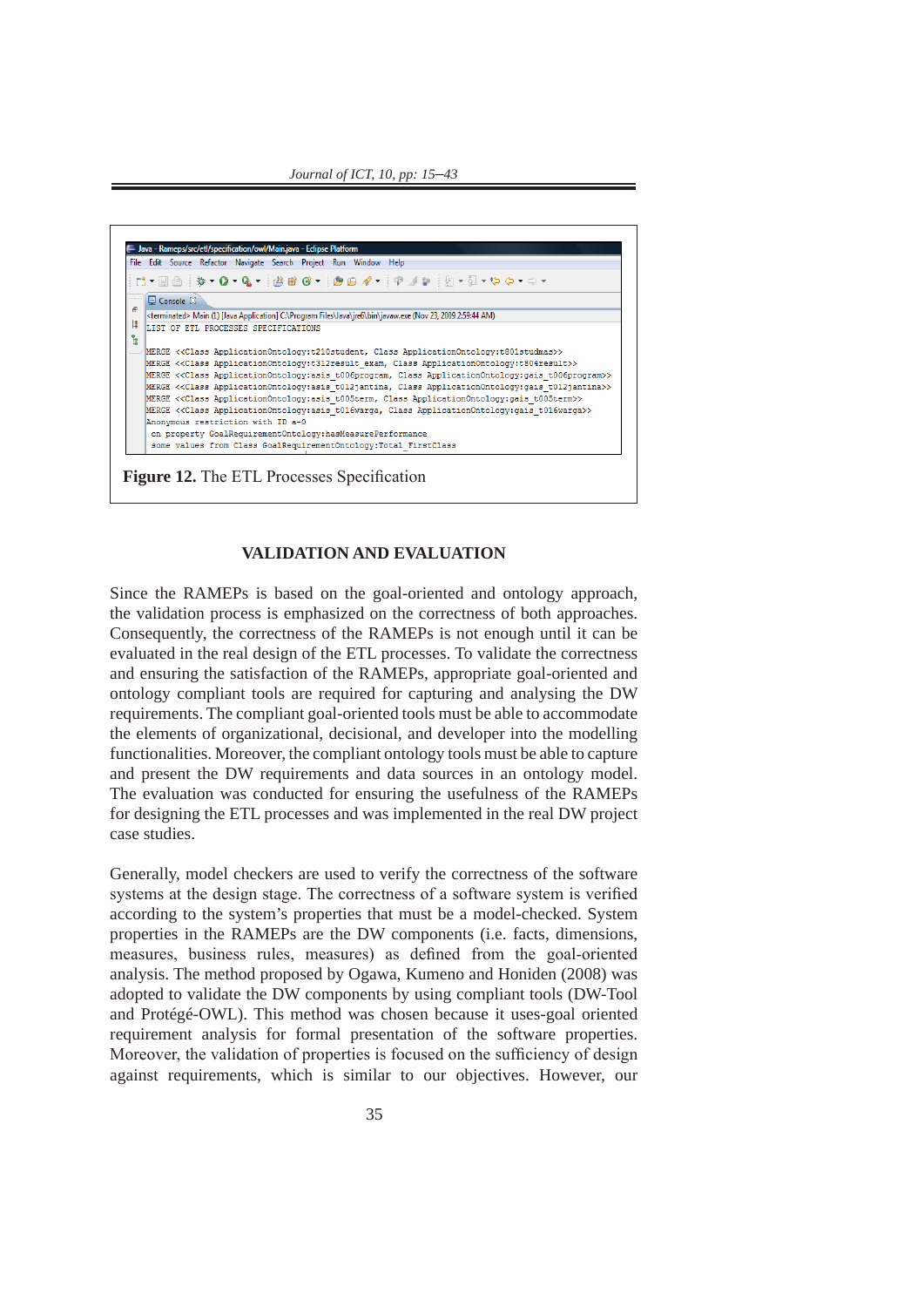```
<terminated> Main (1) [Java Application] C:\Program Files\Java\jre6\bin\javaw.exe (Nov 23, 2009 2:58:44 AM)
LIST OF ETL PROCESSES SPECIFICATIONS

MERGE <<Class ApplicationOntology:t210student, Class ApplicationOntology:t801studmas>>
MERGE <<Class ApplicationOntology:t312result_exam, Class ApplicationOntology:t804result>>
MERGE <<Class ApplicationOntology:asis_t006program, Class ApplicationOntology:gais_t006program>>
MERGE <<Class ApplicationOntology:asis_t012jantina, Class ApplicationOntology:gais_t012jantina>>
MERGE <<Class ApplicationOntology:asis_t005term, Class ApplicationOntology:gais_t005term>>
MERGE <<Class ApplicationOntology:asis_t016warga, Class ApplicationOntology:gais_t016warga>>
Anonymous restriction with ID a-0
 on property GoalRequirementOntology:hasMeasurePerformance
 some values from Class GoalRequirementOntology:Total_FirstClass
```

**Figure 12.** The ETL Processes Specification

## VALIDATION AND EVALUATION

Since the RAMEPs is based on the goal-oriented and ontology approach, the validation process is emphasized on the correctness of both approaches. Consequently, the correctness of the RAMEPs is not enough until it can be evaluated in the real design of the ETL processes. To validate the correctness and ensuring the satisfaction of the RAMEPs, appropriate goal-oriented and ontology compliant tools are required for capturing and analysing the DW requirements. The compliant goal-oriented tools must be able to accommodate the elements of organizational, decisional, and developer into the modelling functionalities. Moreover, the compliant ontology tools must be able to capture and present the DW requirements and data sources in an ontology model. The evaluation was conducted for ensuring the usefulness of the RAMEPs for designing the ETL processes and was implemented in the real DW project case studies.

Generally, model checkers are used to verify the correctness of the software systems at the design stage. The correctness of a software system is verified according to the system's properties that must be a model-checked. System properties in the RAMEPs are the DW components (i.e. facts, dimensions, measures, business rules, measures) as defined from the goal-oriented analysis. The method proposed by Ogawa, Kumeno and Honiden (2008) was adopted to validate the DW components by using compliant tools (DW-Tool and Protégé-OWL). This method was chosen because it uses-goal oriented requirement analysis for formal presentation of the software properties. Moreover, the validation of properties is focused on the sufficiency of design against requirements, which is similar to our objectives. However, our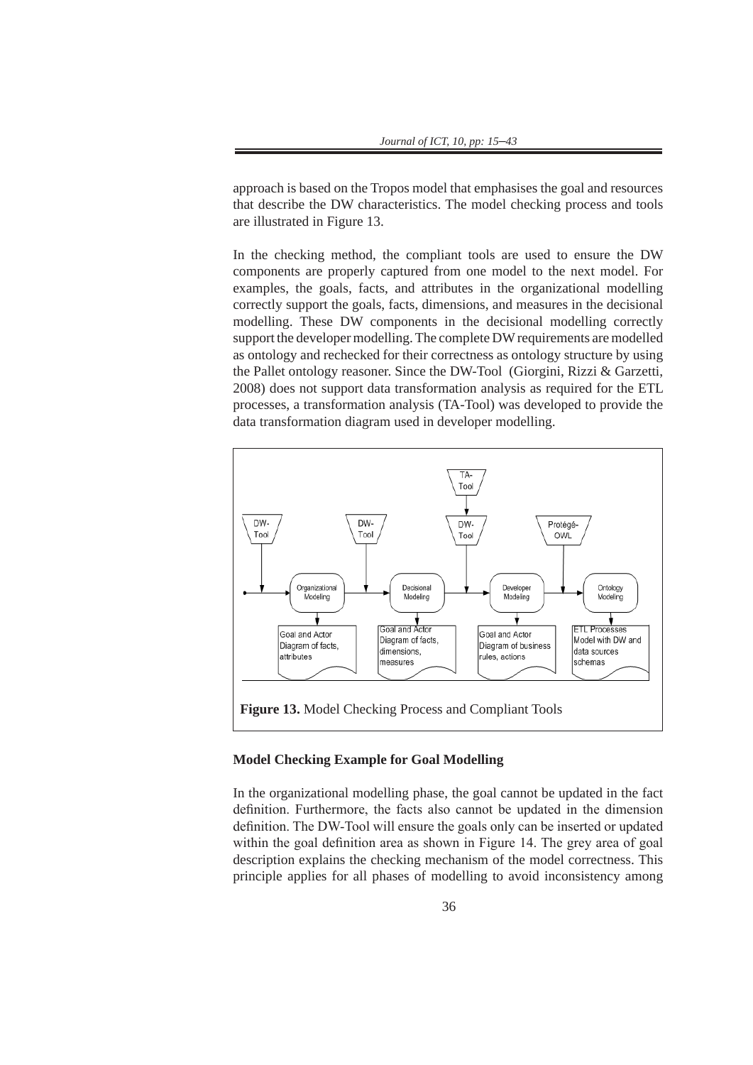approach is based on the Tropos model that emphasises the goal and resources that describe the DW characteristics. The model checking process and tools are illustrated in Figure 13.

In the checking method, the compliant tools are used to ensure the DW components are properly captured from one model to the next model. For examples, the goals, facts, and attributes in the organizational modelling correctly support the goals, facts, dimensions, and measures in the decisional modelling. These DW components in the decisional modelling correctly support the developer modelling. The complete DW requirements are modelled as ontology and rechecked for their correctness as ontology structure by using the Pallet ontology reasoner. Since the DW-Tool (Giorgini, Rizzi & Garzetti, 2008) does not support data transformation analysis as required for the ETL processes, a transformation analysis (TA-Tool) was developed to provide the data transformation diagram used in developer modelling.

**Figure 13.** Model Checking Process and Compliant Tools

### Model Checking Example for Goal Modelling

In the organizational modelling phase, the goal cannot be updated in the fact definition. Furthermore, the facts also cannot be updated in the dimension definition. The DW-Tool will ensure the goals only can be inserted or updated within the goal definition area as shown in Figure 14. The grey area of goal description explains the checking mechanism of the model correctness. This principle applies for all phases of modelling to avoid inconsistency among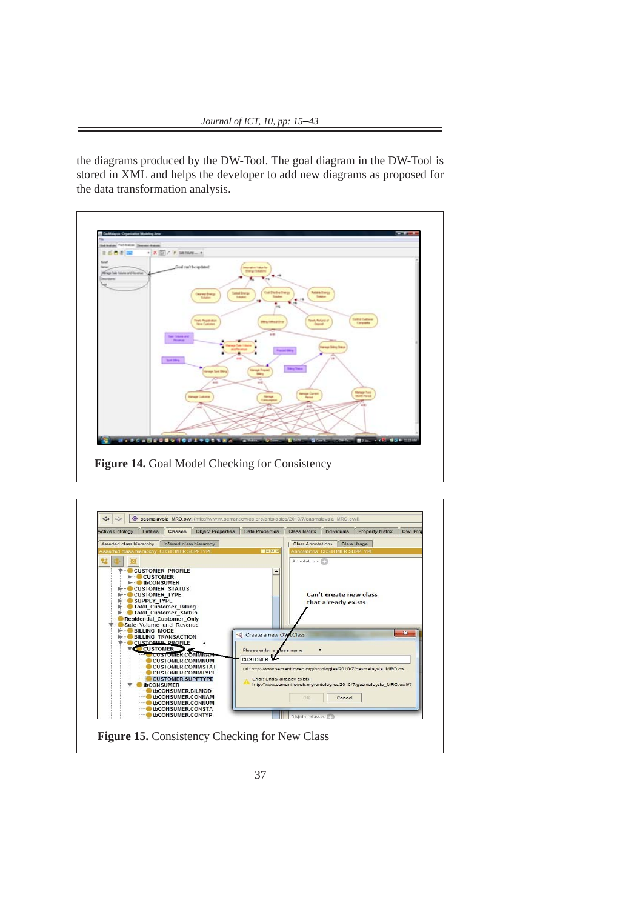the diagrams produced by the DW-Tool. The goal diagram in the DW-Tool is stored in XML and helps the developer to add new diagrams as proposed for the data transformation analysis.

**Figure 14.** Goal Model Checking for Consistency

**Figure 15.** Consistency Checking for New Class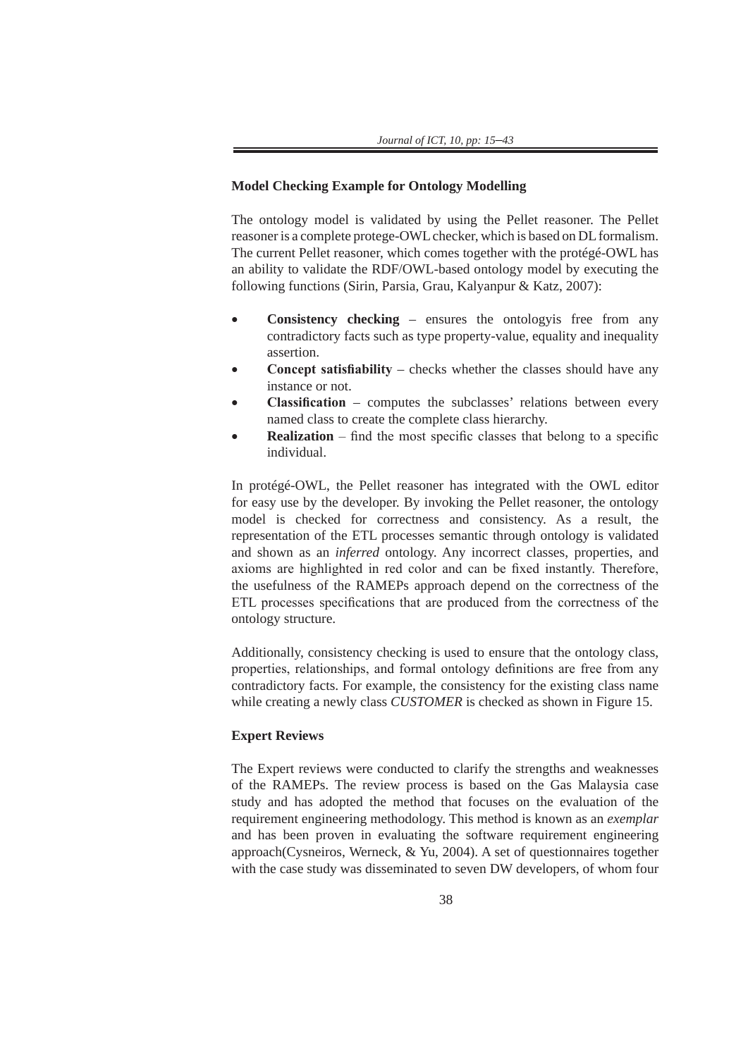### Model Checking Example for Ontology Modelling

The ontology model is validated by using the Pellet reasoner. The Pellet reasoner is a complete protege-OWL checker, which is based on DL formalism. The current Pellet reasoner, which comes together with the protégé-OWL has an ability to validate the RDF/OWL-based ontology model by executing the following functions (Sirin, Parsia, Grau, Kalyanpur & Katz, 2007):

- **Consistency checking** – ensures the ontologyis free from any contradictory facts such as type property-value, equality and inequality assertion.
- **Concept satisfiability** – checks whether the classes should have any instance or not.
- **Classification** – computes the subclasses' relations between every named class to create the complete class hierarchy.
- **Realization** – find the most specific classes that belong to a specific individual.

In protégé-OWL, the Pellet reasoner has integrated with the OWL editor for easy use by the developer. By invoking the Pellet reasoner, the ontology model is checked for correctness and consistency. As a result, the representation of the ETL processes semantic through ontology is validated and shown as an *inferred* ontology. Any incorrect classes, properties, and axioms are highlighted in red color and can be fixed instantly. Therefore, the usefulness of the RAMEPs approach depend on the correctness of the ETL processes specifications that are produced from the correctness of the ontology structure.

Additionally, consistency checking is used to ensure that the ontology class, properties, relationships, and formal ontology definitions are free from any contradictory facts. For example, the consistency for the existing class name while creating a newly class *CUSTOMER* is checked as shown in Figure 15.

### Expert Reviews

The Expert reviews were conducted to clarify the strengths and weaknesses of the RAMEPs. The review process is based on the Gas Malaysia case study and has adopted the method that focuses on the evaluation of the requirement engineering methodology. This method is known as an *exemplar* and has been proven in evaluating the software requirement engineering approach(Cysneiros, Werneck, & Yu, 2004). A set of questionnaires together with the case study was disseminated to seven DW developers, of whom four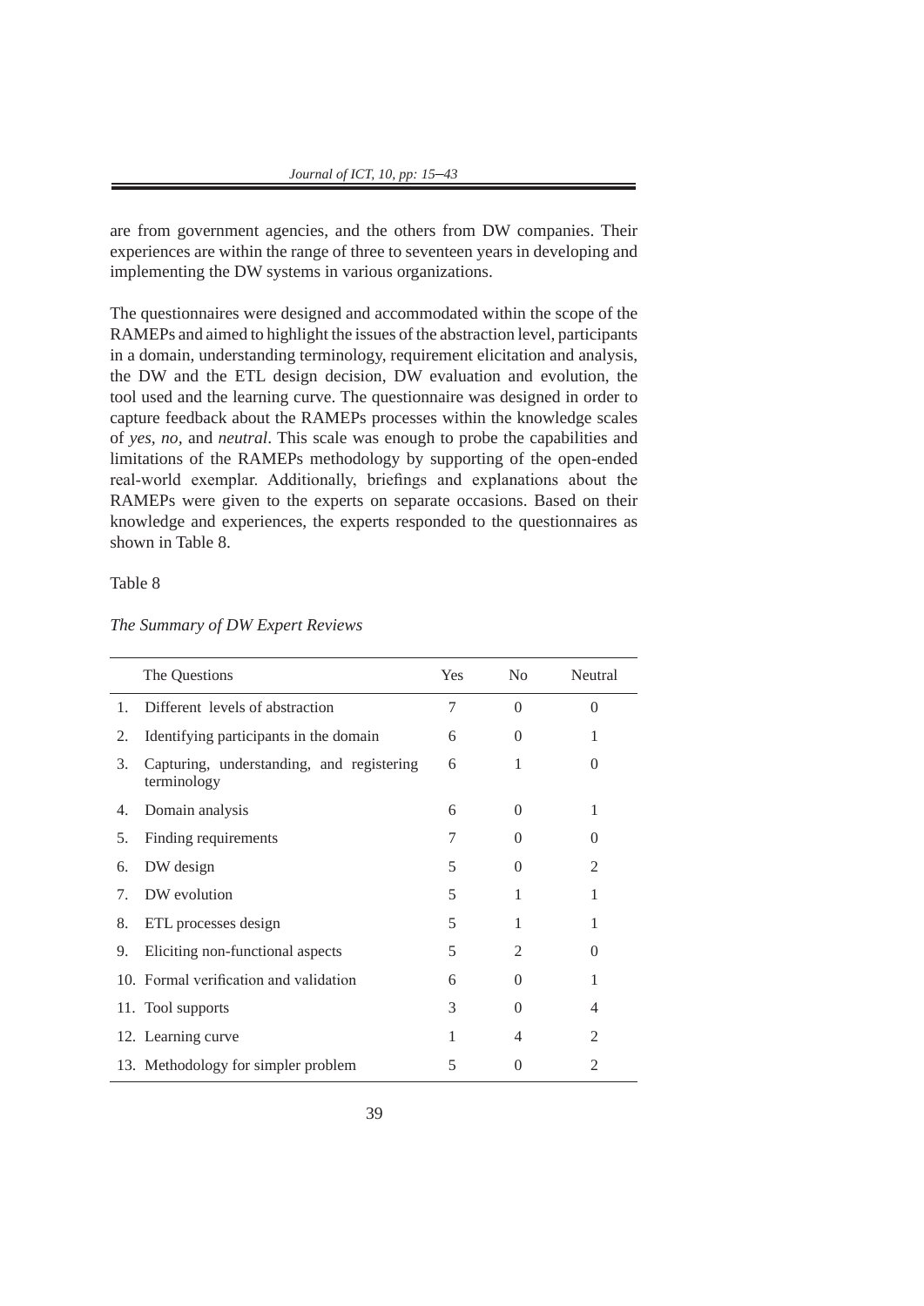are from government agencies, and the others from DW companies. Their experiences are within the range of three to seventeen years in developing and implementing the DW systems in various organizations.

The questionnaires were designed and accommodated within the scope of the RAMEPs and aimed to highlight the issues of the abstraction level, participants in a domain, understanding terminology, requirement elicitation and analysis, the DW and the ETL design decision, DW evaluation and evolution, the tool used and the learning curve. The questionnaire was designed in order to capture feedback about the RAMEPs processes within the knowledge scales of *yes, no,* and *neutral*. This scale was enough to probe the capabilities and limitations of the RAMEPs methodology by supporting of the open-ended real-world exemplar. Additionally, briefings and explanations about the RAMEPs were given to the experts on separate occasions. Based on their knowledge and experiences, the experts responded to the questionnaires as shown in Table 8.

Table 8

*The Summary of DW Expert Reviews*

| | The Questions | Yes | No | Neutral |
|---|---|---|---|---|
| 1. | Different levels of abstraction | 7 | 0 | 0 |
| 2. | Identifying participants in the domain | 6 | 0 | 1 |
| 3. | Capturing, understanding, and registering terminology | 6 | 1 | 0 |
| 4. | Domain analysis | 6 | 0 | 1 |
| 5. | Finding requirements | 7 | 0 | 0 |
| 6. | DW design | 5 | 0 | 2 |
| 7. | DW evolution | 5 | 1 | 1 |
| 8. | ETL processes design | 5 | 1 | 1 |
| 9. | Eliciting non-functional aspects | 5 | 2 | 0 |
| 10. | Formal verification and validation | 6 | 0 | 1 |
| 11. | Tool supports | 3 | 0 | 4 |
| 12. | Learning curve | 1 | 4 | 2 |
| 13. | Methodology for simpler problem | 5 | 0 | 2 |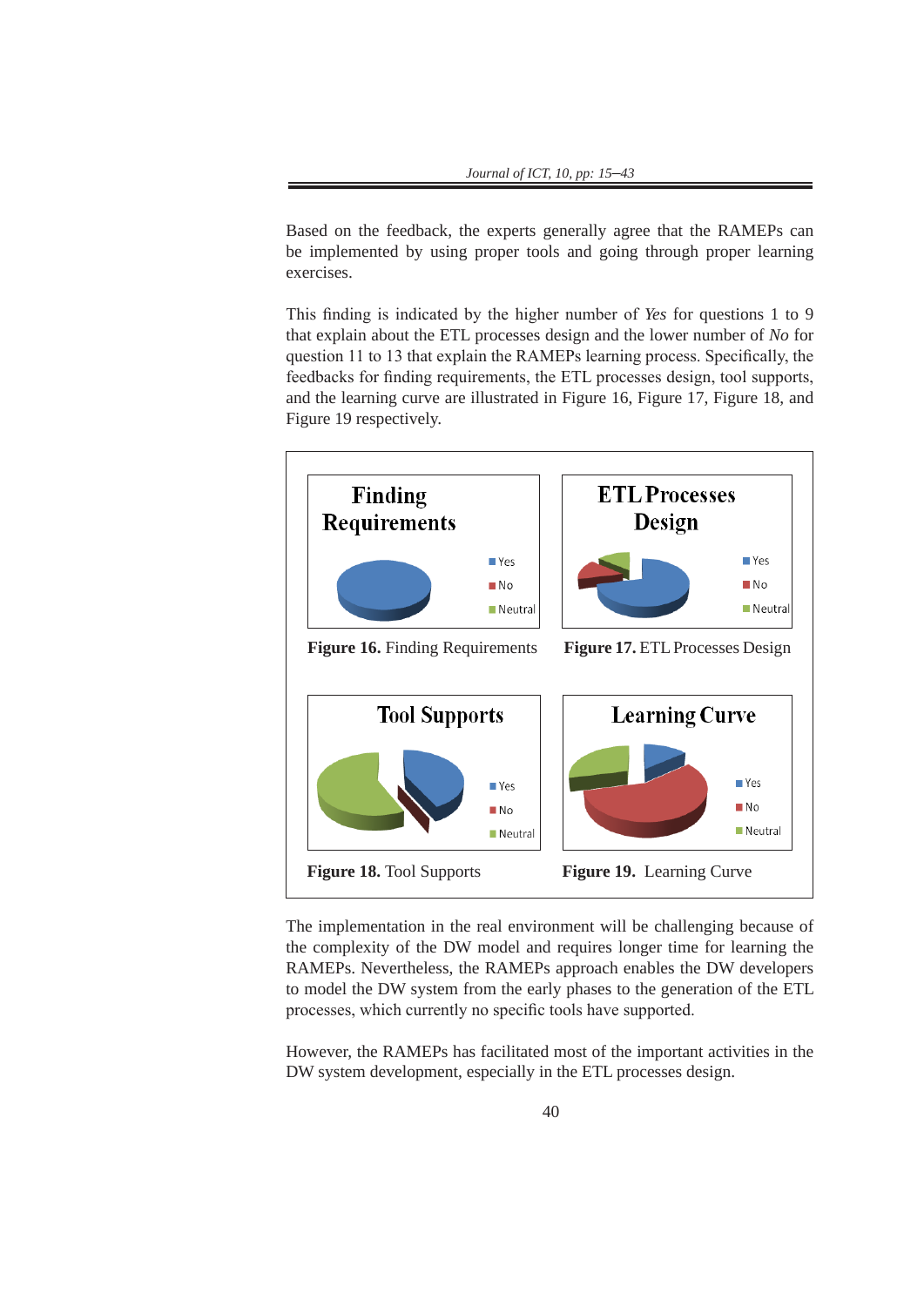Based on the feedback, the experts generally agree that the RAMEPs can be implemented by using proper tools and going through proper learning exercises.

This finding is indicated by the higher number of *Yes* for questions 1 to 9 that explain about the ETL processes design and the lower number of *No* for question 11 to 13 that explain the RAMEPs learning process. Specifically, the feedbacks for finding requirements, the ETL processes design, tool supports, and the learning curve are illustrated in Figure 16, Figure 17, Figure 18, and Figure 19 respectively.

**Figure 16.** Finding Requirements

**Figure 17.** ETL Processes Design

**Figure 18.** Tool Supports

**Figure 19.** Learning Curve

The implementation in the real environment will be challenging because of the complexity of the DW model and requires longer time for learning the RAMEPs. Nevertheless, the RAMEPs approach enables the DW developers to model the DW system from the early phases to the generation of the ETL processes, which currently no specific tools have supported.

However, the RAMEPs has facilitated most of the important activities in the DW system development, especially in the ETL processes design.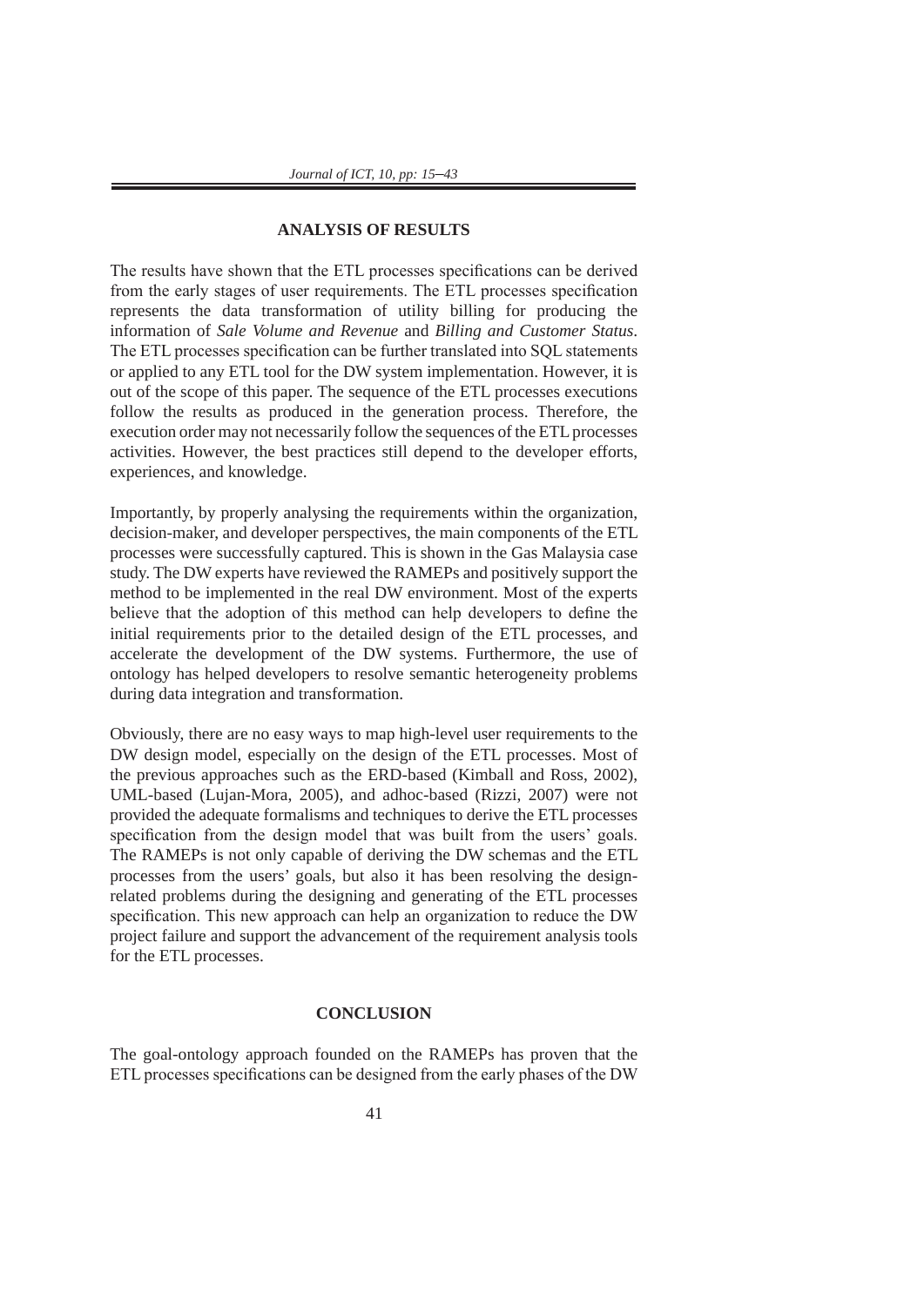## ANALYSIS OF RESULTS

The results have shown that the ETL processes specifications can be derived from the early stages of user requirements. The ETL processes specification represents the data transformation of utility billing for producing the information of *Sale Volume and Revenue* and *Billing and Customer Status*. The ETL processes specification can be further translated into SQL statements or applied to any ETL tool for the DW system implementation. However, it is out of the scope of this paper. The sequence of the ETL processes executions follow the results as produced in the generation process. Therefore, the execution order may not necessarily follow the sequences of the ETL processes activities. However, the best practices still depend to the developer efforts, experiences, and knowledge.

Importantly, by properly analysing the requirements within the organization, decision-maker, and developer perspectives, the main components of the ETL processes were successfully captured. This is shown in the Gas Malaysia case study. The DW experts have reviewed the RAMEPs and positively support the method to be implemented in the real DW environment. Most of the experts believe that the adoption of this method can help developers to define the initial requirements prior to the detailed design of the ETL processes, and accelerate the development of the DW systems. Furthermore, the use of ontology has helped developers to resolve semantic heterogeneity problems during data integration and transformation.

Obviously, there are no easy ways to map high-level user requirements to the DW design model, especially on the design of the ETL processes. Most of the previous approaches such as the ERD-based (Kimball and Ross, 2002), UML-based (Lujan-Mora, 2005), and adhoc-based (Rizzi, 2007) were not provided the adequate formalisms and techniques to derive the ETL processes specification from the design model that was built from the users' goals. The RAMEPs is not only capable of deriving the DW schemas and the ETL processes from the users' goals, but also it has been resolving the design-related problems during the designing and generating of the ETL processes specification. This new approach can help an organization to reduce the DW project failure and support the advancement of the requirement analysis tools for the ETL processes.

## CONCLUSION

The goal-ontology approach founded on the RAMEPs has proven that the ETL processes specifications can be designed from the early phases of the DW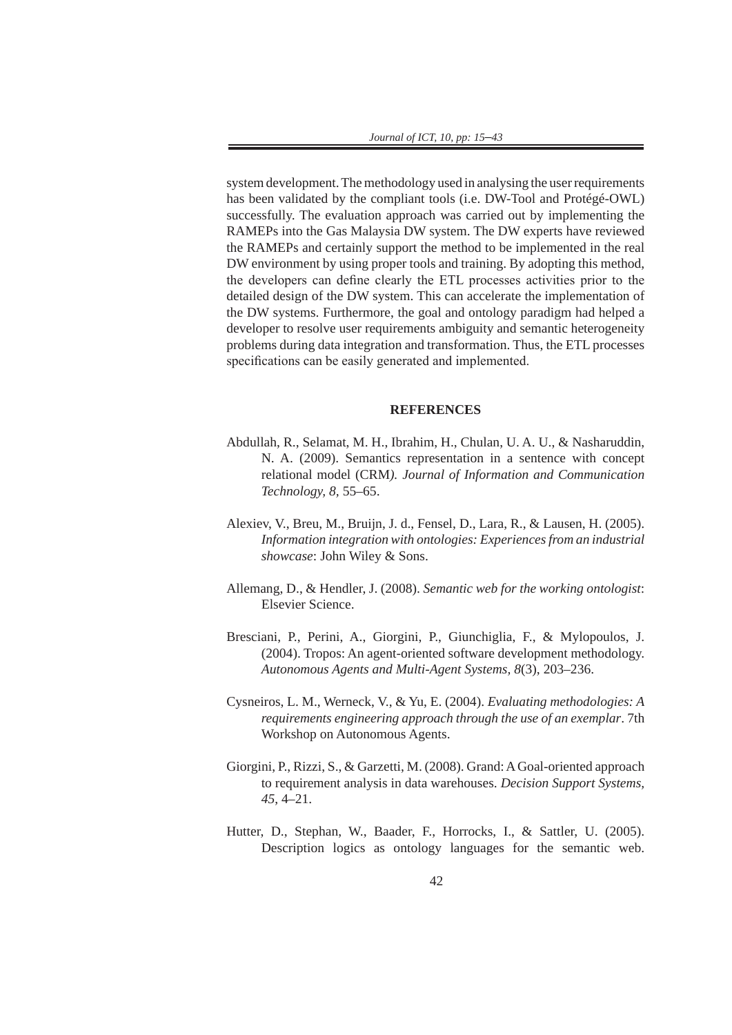system development. The methodology used in analysing the user requirements has been validated by the compliant tools (i.e. DW-Tool and Protégé-OWL) successfully. The evaluation approach was carried out by implementing the RAMEPs into the Gas Malaysia DW system. The DW experts have reviewed the RAMEPs and certainly support the method to be implemented in the real DW environment by using proper tools and training. By adopting this method, the developers can define clearly the ETL processes activities prior to the detailed design of the DW system. This can accelerate the implementation of the DW systems. Furthermore, the goal and ontology paradigm had helped a developer to resolve user requirements ambiguity and semantic heterogeneity problems during data integration and transformation. Thus, the ETL processes specifications can be easily generated and implemented.

## REFERENCES

Abdullah, R., Selamat, M. H., Ibrahim, H., Chulan, U. A. U., & Nasharuddin, N. A. (2009). Semantics representation in a sentence with concept relational model (CRM*). Journal of Information and Communication Technology, 8,* 55–65.

Alexiev, V., Breu, M., Bruijn, J. d., Fensel, D., Lara, R., & Lausen, H. (2005). *Information integration with ontologies: Experiences from an industrial showcase*: John Wiley & Sons.

Allemang, D., & Hendler, J. (2008). *Semantic web for the working ontologist*: Elsevier Science.

Bresciani, P., Perini, A., Giorgini, P., Giunchiglia, F., & Mylopoulos, J. (2004). Tropos: An agent-oriented software development methodology. *Autonomous Agents and Multi-Agent Systems, 8*(3), 203–236.

Cysneiros, L. M., Werneck, V., & Yu, E. (2004). *Evaluating methodologies: A requirements engineering approach through the use of an exemplar*. 7th Workshop on Autonomous Agents.

Giorgini, P., Rizzi, S., & Garzetti, M. (2008). Grand: A Goal-oriented approach to requirement analysis in data warehouses. *Decision Support Systems, 45*, 4–21.

Hutter, D., Stephan, W., Baader, F., Horrocks, I., & Sattler, U. (2005). Description logics as ontology languages for the semantic web.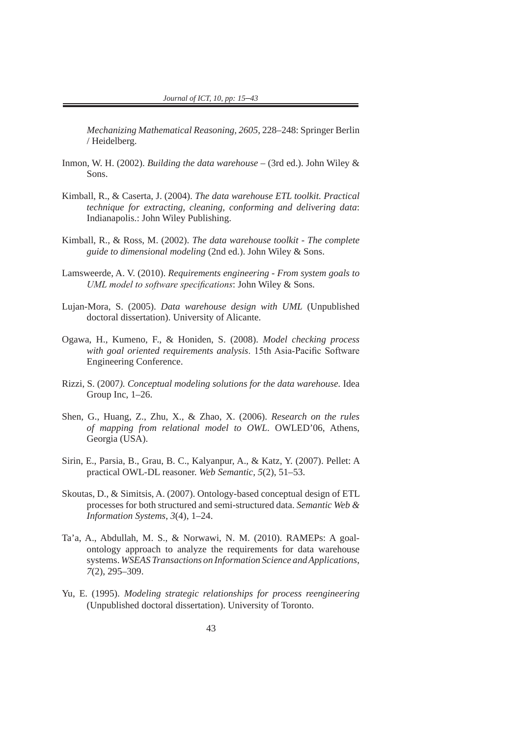*Mechanizing Mathematical Reasoning, 2605*, 228–248: Springer Berlin / Heidelberg.

Inmon, W. H. (2002). *Building the data warehouse* – (3rd ed.). John Wiley & Sons.

Kimball, R., & Caserta, J. (2004). *The data warehouse ETL toolkit. Practical technique for extracting, cleaning, conforming and delivering data*: Indianapolis.: John Wiley Publishing.

Kimball, R., & Ross, M. (2002). *The data warehouse toolkit - The complete guide to dimensional modeling* (2nd ed.). John Wiley & Sons.

Lamsweerde, A. V. (2010). *Requirements engineering - From system goals to UML model to software specifications*: John Wiley & Sons.

Lujan-Mora, S. (2005). *Data warehouse design with UML* (Unpublished doctoral dissertation). University of Alicante.

Ogawa, H., Kumeno, F., & Honiden, S. (2008). *Model checking process with goal oriented requirements analysis*. 15th Asia-Pacific Software Engineering Conference.

Rizzi, S. (2007*). Conceptual modeling solutions for the data warehouse*. Idea Group Inc, 1–26.

Shen, G., Huang, Z., Zhu, X., & Zhao, X. (2006). *Research on the rules of mapping from relational model to OWL*. OWLED'06, Athens, Georgia (USA).

Sirin, E., Parsia, B., Grau, B. C., Kalyanpur, A., & Katz, Y. (2007). Pellet: A practical OWL-DL reasoner. *Web Semantic*, *5*(2), 51–53.

Skoutas, D., & Simitsis, A. (2007). Ontology-based conceptual design of ETL processes for both structured and semi-structured data. *Semantic Web & Information Systems*, *3*(4), 1–24.

Ta'a, A., Abdullah, M. S., & Norwawi, N. M. (2010). RAMEPs: A goal-ontology approach to analyze the requirements for data warehouse systems. *WSEAS Transactions on Information Science and Applications*, *7*(2), 295–309.

Yu, E. (1995). *Modeling strategic relationships for process reengineering* (Unpublished doctoral dissertation). University of Toronto.